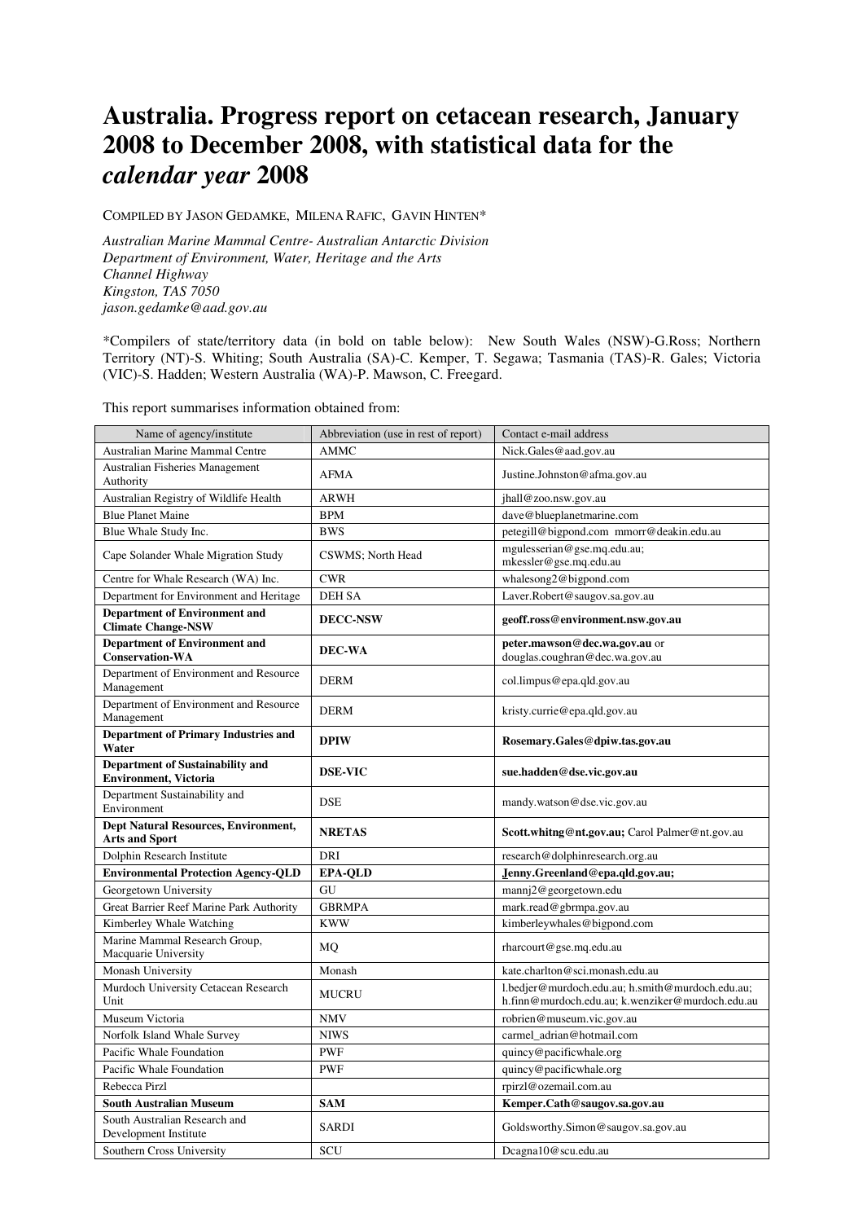# Australia. Progress report on cetacean research, January 2008 to December 2008, with statistical data for the *calendar year* 2008

COMPILED BY JASON GEDAMKE, MILENA RAFIC, GAVIN HINTEN*

*Australian Marine Mammal Centre- Australian Antarctic Division*
*Department of Environment, Water, Heritage and the Arts*
*Channel Highway*
*Kingston, TAS 7050*
*jason.gedamke@aad.gov.au*

*Compilers of state/territory data (in bold on table below): New South Wales (NSW)-G.Ross; Northern Territory (NT)-S. Whiting; South Australia (SA)-C. Kemper, T. Segawa; Tasmania (TAS)-R. Gales; Victoria (VIC)-S. Hadden; Western Australia (WA)-P. Mawson, C. Freegard.

This report summarises information obtained from:

| Name of agency/institute | Abbreviation (use in rest of report) | Contact e-mail address |
|---|---|---|
| Australian Marine Mammal Centre | AMMC | Nick.Gales@aad.gov.au |
| Australian Fisheries Management Authority | AFMA | Justine.Johnston@afma.gov.au |
| Australian Registry of Wildlife Health | ARWH | jhall@zoo.nsw.gov.au |
| Blue Planet Maine | BPM | dave@blueplanetmarine.com |
| Blue Whale Study Inc. | BWS | petegill@bigpond.com mmorr@deakin.edu.au |
| Cape Solander Whale Migration Study | CSWMS; North Head | mgulesserian@gse.mq.edu.au; mkessler@gse.mq.edu.au |
| Centre for Whale Research (WA) Inc. | CWR | whalesong2@bigpond.com |
| Department for Environment and Heritage | DEH SA | Laver.Robert@saugov.sa.gov.au |
| **Department of Environment and Climate Change-NSW** | **DECC-NSW** | **geoff.ross@environment.nsw.gov.au** |
| **Department of Environment and Conservation-WA** | **DEC-WA** | **peter.mawson@dec.wa.gov.au** or douglas.coughran@dec.wa.gov.au |
| Department of Environment and Resource Management | DERM | col.limpus@epa.qld.gov.au |
| Department of Environment and Resource Management | DERM | kristy.currie@epa.qld.gov.au |
| **Department of Primary Industries and Water** | **DPIW** | **Rosemary.Gales@dpiw.tas.gov.au** |
| **Department of Sustainability and Environment, Victoria** | **DSE-VIC** | **sue.hadden@dse.vic.gov.au** |
| Department Sustainability and Environment | DSE | mandy.watson@dse.vic.gov.au |
| **Dept Natural Resources, Environment, Arts and Sport** | **NRETAS** | **Scott.whitng@nt.gov.au;** Carol Palmer@nt.gov.au |
| Dolphin Research Institute | DRI | research@dolphinresearch.org.au |
| **Environmental Protection Agency-QLD** | **EPA-QLD** | **Jenny.Greenland@epa.qld.gov.au;** |
| Georgetown University | GU | mannj2@georgetown.edu |
| Great Barrier Reef Marine Park Authority | GBRMPA | mark.read@gbrmpa.gov.au |
| Kimberley Whale Watching | KWW | kimberleywhales@bigpond.com |
| Marine Mammal Research Group, Macquarie University | MQ | rharcourt@gse.mq.edu.au |
| Monash University | Monash | kate.charlton@sci.monash.edu.au |
| Murdoch University Cetacean Research Unit | MUCRU | l.bedjer@murdoch.edu.au; h.smith@murdoch.edu.au; h.finn@murdoch.edu.au; k.wenziker@murdoch.edu.au |
| Museum Victoria | NMV | robrien@museum.vic.gov.au |
| Norfolk Island Whale Survey | NIWS | carmel_adrian@hotmail.com |
| Pacific Whale Foundation | PWF | quincy@pacificwhale.org |
| Pacific Whale Foundation | PWF | quincy@pacificwhale.org |
| Rebecca Pirzl | | rpirzl@ozemail.com.au |
| **South Australian Museum** | **SAM** | **Kemper.Cath@saugov.sa.gov.au** |
| South Australian Research and Development Institute | SARDI | Goldsworthy.Simon@saugov.sa.gov.au |
| Southern Cross University | SCU | Dcagna10@scu.edu.au |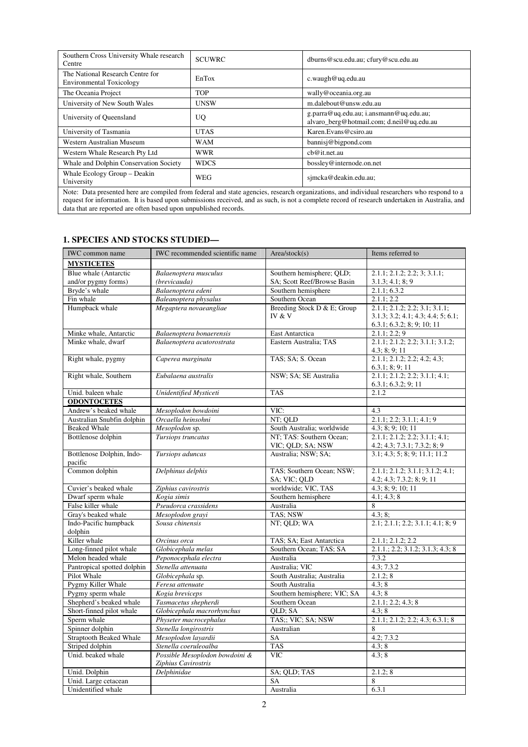| | | |
|---|---|---|
| Southern Cross University Whale research Centre | SCUWRC | dburns@scu.edu.au; cfury@scu.edu.au |
| The National Research Centre for Environmental Toxicology | EnTox | c.waugh@uq.edu.au |
| The Oceania Project | TOP | wally@oceania.org.au |
| University of New South Wales | UNSW | m.dalebout@unsw.edu.au |
| University of Queensland | UQ | g.parra@uq.edu.au; i.ansmann@uq.edu.au; alvaro_berg@hotmail.com; d.neil@uq.edu.au |
| University of Tasmania | UTAS | Karen.Evans@csiro.au |
| Western Australian Museum | WAM | bannisj@bigpond.com |
| Western Whale Research Pty Ltd | WWR | cb@it.net.au |
| Whale and Dolphin Conservation Society | WDCS | bossley@internode.on.net |
| Whale Ecology Group – Deakin University | WEG | sjmcka@deakin.edu.au; |

Note: Data presented here are compiled from federal and state agencies, research organizations, and individual researchers who respond to a request for information. It is based upon submissions received, and as such, is not a complete record of research undertaken in Australia, and data that are reported are often based upon unpublished records.

## 1. SPECIES AND STOCKS STUDIED—

| IWC common name | IWC recommended scientific name | Area/stock(s) | Items referred to |
|---|---|---|---|
| **MYSTICETES** | | | |
| Blue whale (Antarctic and/or pygmy forms) | *Balaenoptera musculus (brevicauda)* | Southern hemisphere; QLD; SA; Scott Reef/Browse Basin | 2.1.1; 2.1.2; 2.2; 3; 3.1.1; 3.1.3; 4.1; 8; 9 |
| Bryde's whale | *Balaenoptera edeni* | Southern hemisphere | 2.1.1; 6.3.2 |
| Fin whale | *Baleanoptera physalus* | Southern Ocean | 2.1.1; 2.2 |
| Humpback whale | *Megaptera novaeangliae* | Breeding Stock D & E; Group IV & V | 2.1.1; 2.1.2; 2.2; 3.1; 3.1.1; 3.1.3; 3.2; 4.1; 4.3; 4.4; 5; 6.1; 6.3.1; 6.3.2; 8; 9; 10; 11 |
| Minke whale, Antarctic | *Balaenoptera bonaerensis* | East Antarctica | 2.1.1; 2.2; 9 |
| Minke whale, dwarf | *Balaenoptera acutorostrata* | Eastern Australia; TAS | 2.1.1; 2.1.2; 2.2; 3.1.1; 3.1.2; 4.3; 8; 9; 11 |
| Right whale, pygmy | *Caperea marginata* | TAS; SA; S. Ocean | 2.1.1; 2.1.2; 2.2; 4.2; 4.3; 6.3.1; 8; 9; 11 |
| Right whale, Southern | *Eubalaena australis* | NSW; SA; SE Australia | 2.1.1; 2.1.2; 2.2; 3.1.1; 4.1; 6.3.1; 6.3.2; 9; 11 |
| Unid. baleen whale | *Unidentified Mysticeti* | TAS | 2.1.2 |
| **ODONTOCETES** | | | |
| Andrew's beaked whale | *Mesoplodon bowdoini* | VIC: | 4.3 |
| Australian Snubfin dolphin | *Orcaella heinsohni* | NT; QLD | 2.1.1; 2.2; 3.1.1; 4.1; 9 |
| Beaked Whale | *Mesoplodon* sp. | South Australia; worldwide | 4.3; 8; 9; 10; 11 |
| Bottlenose dolphin | *Tursiops truncatus* | NT; TAS: Southern Ocean; VIC; QLD; SA; NSW | 2.1.1; 2.1.2; 2.2; 3.1.1; 4.1; 4.2; 4.3; 7.3.1; 7.3.2; 8; 9 |
| Bottlenose Dolphin, Indo-pacific | *Tursiops aduncas* | Australia; NSW; SA; | 3.1; 4.3; 5; 8; 9; 11.1; 11.2 |
| Common dolphin | *Delphinus delphis* | TAS; Southern Ocean; NSW; SA; VIC; QLD | 2.1.1; 2.1.2; 3.1.1; 3.1.2; 4.1; 4.2; 4.3; 7.3.2; 8; 9; 11 |
| Cuvier's beaked whale | *Ziphius cavirostris* | worldwide; VIC, TAS | 4.3; 8; 9; 10; 11 |
| Dwarf sperm whale | *Kogia simis* | Southern hemisphere | 4.1; 4.3; 8 |
| False killer whale | *Pseudorca crassidens* | Australia | 8 |
| Gray's beaked whale | *Mesoplodon grayi* | TAS; NSW | 4.3; 8; |
| Indo-Pacific humpback dolphin | *Sousa chinensis* | NT; QLD; WA | 2.1; 2.1.1; 2.2; 3.1.1; 4.1; 8; 9 |
| Killer whale | *Orcinus orca* | TAS; SA; East Antarctica | 2.1.1; 2.1.2; 2.2 |
| Long-finned pilot whale | *Globicephala melas* | Southern Ocean; TAS; SA | 2.1.1.; 2.2; 3.1.2; 3.1.3; 4.3; 8 |
| Melon headed whale | *Peponocephala electra* | Australia | 7.3.2 |
| Pantropical spotted dolphin | *Stenella attenuata* | Australia; VIC | 4.3; 7.3.2 |
| Pilot Whale | *Globicephala* sp. | South Australia; Australia | 2.1.2; 8 |
| Pygmy Killer Whale | *Feresa attenuate* | South Australia | 4.3; 8 |
| Pygmy sperm whale | *Kogia breviceps* | Southern hemisphere; VIC; SA | 4.3; 8 |
| Shepherd's beaked whale | *Tasmacetus shepherdi* | Southern Ocean | 2.1.1; 2.2; 4.3; 8 |
| Short-finned pilot whale | *Globicephala macrorhynchus* | QLD; SA | 4.3; 8 |
| Sperm whale | *Physeter macrocephalus* | TAS;; VIC; SA; NSW | 2.1.1; 2.1.2; 2.2; 4.3; 6.3.1; 8 |
| Spinner dolphin | *Stenella longirostris* | Australian | 8 |
| Straptooth Beaked Whale | *Mesoplodon layardii* | SA | 4.2; 7.3.2 |
| Striped dolphin | *Stenella coeruleoalba* | TAS | 4.3; 8 |
| Unid. beaked whale | *Possible Mesoplodon bowdoini & Ziphius Cavirostris* | VIC | 4.3; 8 |
| Unid. Dolphin | *Delphinidae* | SA; QLD; TAS | 2.1.2; 8 |
| Unid. Large cetacean | | SA | 8 |
| Unidentified whale | | Australia | 6.3.1 |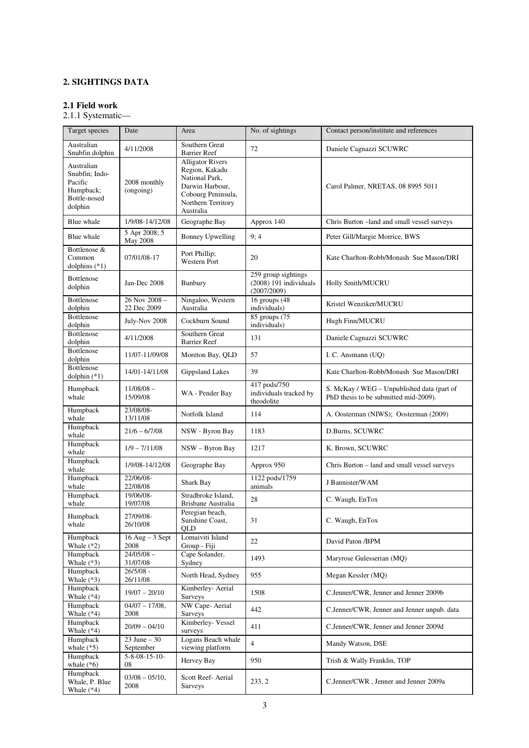## 2. SIGHTINGS DATA

### 2.1 Field work

2.1.1 Systematic—

| Target species | Date | Area | No. of sightings | Contact person/institute and references |
|---|---|---|---|---|
| Australian Snubfin dolphin | 4/11/2008 | Southern Great Barrier Reef | 72 | Daniele Cagnazzi SCUWRC |
| Australian Snubfin; Indo-Pacific Humpback; Bottle-nosed dolphin | 2008 monthly (ongoing) | Alligator Rivers Region, Kakadu National Park, Darwin Harbour, Cobourg Peninsula, Northern Territory Australia | | Carol Palmer, NRETAS, 08 8995 5011 |
| Blue whale | 1/9/08-14/12/08 | Geographe Bay | Approx 140 | Chris Burton –land and small vessel surveys |
| Blue whale | 5 Apr 2008; 5 May 2008 | Bonney Upwelling | 9; 4 | Peter Gill/Margie Morrice, BWS |
| Bottlenose & Common dolphins (*1) | 07/01/08-17 | Port Phillip; Western Port | 20 | Kate Charlton-Robb/Monash Sue Mason/DRI |
| Bottlenose dolphin | Jan-Dec 2008 | Bunbury | 259 group sightings (2008) 191 individuals (2007/2009) | Holly Smith/MUCRU |
| Bottlenose dolphin | 26 Nov 2008 – 22 Dec 2009 | Ningaloo, Western Australia | 16 groups (48 individuals) | Kristel Wenziker/MUCRU |
| Bottlenose dolphin | July-Nov 2008 | Cockburn Sound | 85 groups (75 individuals) | Hugh Finn/MUCRU |
| Bottlenose dolphin | 4/11/2008 | Southern Great Barrier Reef | 131 | Daniele Cagnazzi SCUWRC |
| Bottlenose dolphin | 11/07-11/09/08 | Moreton Bay, QLD | 57 | I. C. Ansmann (UQ) |
| Bottlenose dolphin (*1) | 14/01-14/11/08 | Gippsland Lakes | 39 | Kate Charlton-Robb/Monash Sue Mason/DRI |
| Humpback whale | 11/08/08 – 15/09/08 | WA - Pender Bay | 417 pods/750 individuals tracked by theodolite | S. McKay / WEG – Unpublished data (part of PhD thesis to be submitted mid-2009). |
| Humpback whale | 23/08/08-13/11/08 | Norfolk Island | 114 | A. Oosterman (NIWS); Oosterman (2009) |
| Humpback whale | 21/6 – 6/7/08 | NSW - Byron Bay | 1183 | D.Burns, SCUWRC |
| Humpback whale | 1/9 – 7/11/08 | NSW – Byron Bay | 1217 | K. Brown, SCUWRC |
| Humpback whale | 1/9/08-14/12/08 | Geographe Bay | Approx 950 | Chris Burton – land and small vessel surveys |
| Humpback whale | 22/06/08-22/08/08 | Shark Bay | 1122 pods/1759 animals | J Bannister/WAM |
| Humpback whale | 19/06/08-19/07/08 | Stradbroke Island, Brisbane Australia | 28 | C. Waugh, EnTox |
| Humpback whale | 27/09/08-26/10/08 | Peregian beach, Sunshine Coast, QLD | 31 | C. Waugh, EnTox |
| Humpback Whale (*2) | 16 Aug – 3 Sept 2008 | Lomaiviti Island Group - Fiji | 22 | David Paton /BPM |
| Humpback Whale (*3) | 24/05/08 – 31/07/08 | Cape Solander, Sydney | 1493 | Maryrose Gulesserian (MQ) |
| Humpback Whale (*3) | 26/5/08 - 26/11/08 | North Head, Sydney | 955 | Megan Kessler (MQ) |
| Humpback Whale (*4) | 19/07 – 20/10 | Kimberley- Aerial Surveys | 1508 | C.Jenner/CWR, Jenner and Jenner 2009b |
| Humpback Whale (*4) | 04/07 – 17/08, 2008 | NW Cape- Aerial Surveys | 442 | C.Jenner/CWR, Jenner and Jenner unpub. data |
| Humpback Whale (*4) | 20/09 – 04/10 | Kimberley- Vessel surveys | 411 | C.Jenner/CWR, Jenner and Jenner 2009d |
| Humpback whale (*5) | 23 June – 30 September | Logans Beach whale viewing platform | 4 | Mandy Watson, DSE |
| Humpback whale (*6) | 5-8-08-15-10-08 | Hervey Bay | 950 | Trish & Wally Franklin, TOP |
| Humpback Whale, P. Blue Whale (*4) | 03/08 – 05/10, 2008 | Scott Reef- Aerial Surveys | 233, 2 | C.Jenner/CWR , Jenner and Jenner 2009a |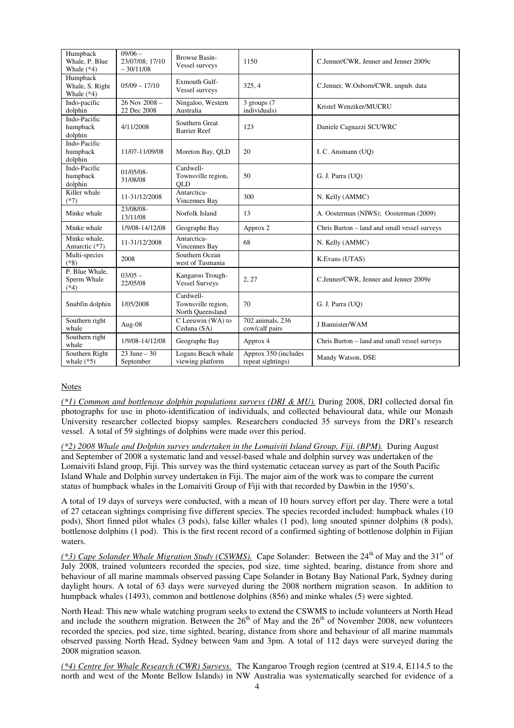| | | | | |
|---|---|---|---|---|
| Humpback Whale, P. Blue Whale (*4) | 09/06 – 23/07/08; 17/10 – 30/11/08 | Browse Basin- Vessel surveys | 1150 | C.Jenner/CWR, Jenner and Jenner 2009c |
| Humpback Whale, S. Right Whale (*4) | 05/09 – 17/10 | Exmouth Gulf- Vessel surveys | 325, 4 | C.Jenner, W.Osborn/CWR, unpub. data |
| Indo-pacific dolphin | 26 Nov 2008 – 22 Dec 2008 | Ningaloo, Western Australia | 3 groups (7 individuals) | Kristel Wenziker/MUCRU |
| Indo-Pacific humpback dolphin | 4/11/2008 | Southern Great Barrier Reef | 123 | Daniele Cagnazzi SCUWRC |
| Indo-Pacific humpback dolphin | 11/07-11/09/08 | Moreton Bay, QLD | 20 | I. C. Ansmann (UQ) |
| Indo-Pacific humpback dolphin | 01/05/08-31/08/08 | Cardwell-Townsville region, QLD | 50 | G. J. Parra (UQ) |
| Killer whale (*7) | 11-31/12/2008 | Antarctica-Vincennes Bay | 300 | N. Kelly (AMMC) |
| Minke whale | 23/08/08-13/11/08 | Norfolk Island | 13 | A. Oosterman (NIWS); Oosterman (2009) |
| Minke whale | 1/9/08-14/12/08 | Geographe Bay | Approx 2 | Chris Burton – land and small vessel surveys |
| Minke whale, Antarctic (*7) | 11-31/12/2008 | Antarctica-Vincennes Bay | 68 | N. Kelly (AMMC) |
| Multi-species (*8) | 2008 | Southern Ocean west of Tasmania | | K.Evans (UTAS) |
| P. Blue Whale, Sperm Whale (*4) | 03/05 – 22/05/08 | Kangaroo Trough- Vessel Surveys | 2, 27 | C.Jenner/CWR, Jenner and Jenner 2009e |
| Snubfin dolphin | 1/05/2008 | Cardwell-Townsville region, North Queensland | 70 | G. J. Parra (UQ) |
| Southern right whale | Aug-08 | C Leeuwin (WA) to Ceduna (SA) | 702 animals, 236 cow/calf pairs | J Bannister/WAM |
| Southern right whale | 1/9/08-14/12/08 | Geographe Bay | Approx 4 | Chris Burton – land and small vessel surveys |
| Southern Right whale (*5) | 23 June – 30 September | Logans Beach whale viewing platform | Approx 350 (includes repeat sightings) | Mandy Watson, DSE |

Notes

*(*1) Common and bottlenose dolphin populations surveys (DRI & MU).* During 2008, DRI collected dorsal fin photographs for use in photo-identification of individuals, and collected behavioural data, while our Monash University researcher collected biopsy samples. Researchers conducted 35 surveys from the DRI's research vessel. A total of 59 sightings of dolphins were made over this period.

*(*2) 2008 Whale and Dolphin survey undertaken in the Lomaiviti Island Group, Fiji. (BPM).* During August and September of 2008 a systematic land and vessel-based whale and dolphin survey was undertaken of the Lomaiviti Island group, Fiji. This survey was the third systematic cetacean survey as part of the South Pacific Island Whale and Dolphin survey undertaken in Fiji. The major aim of the work was to compare the current status of humpback whales in the Lomaiviti Group of Fiji with that recorded by Dawbin in the 1950's.

A total of 19 days of surveys were conducted, with a mean of 10 hours survey effort per day. There were a total of 27 cetacean sightings comprising five different species. The species recorded included: humpback whales (10 pods), Short finned pilot whales (3 pods), false killer whales (1 pod), long snouted spinner dolphins (8 pods), bottlenose dolphins (1 pod). This is the first recent record of a confirmed sighting of bottlenose dolphin in Fijian waters.

*(*3) Cape Solander Whale Migration Study (CSWMS).* Cape Solander: Between the 24th of May and the 31st of July 2008, trained volunteers recorded the species, pod size, time sighted, bearing, distance from shore and behaviour of all marine mammals observed passing Cape Solander in Botany Bay National Park, Sydney during daylight hours. A total of 63 days were surveyed during the 2008 northern migration season. In addition to humpback whales (1493), common and bottlenose dolphins (856) and minke whales (5) were sighted.

North Head: This new whale watching program seeks to extend the CSWMS to include volunteers at North Head and include the southern migration. Between the 26th of May and the 26th of November 2008, new volunteers recorded the species, pod size, time sighted, bearing, distance from shore and behaviour of all marine mammals observed passing North Head, Sydney between 9am and 3pm. A total of 112 days were surveyed during the 2008 migration season.

*(*4) Centre for Whale Research (CWR) Surveys.* The Kangaroo Trough region (centred at S19.4, E114.5 to the north and west of the Monte Bellow Islands) in NW Australia was systematically searched for evidence of a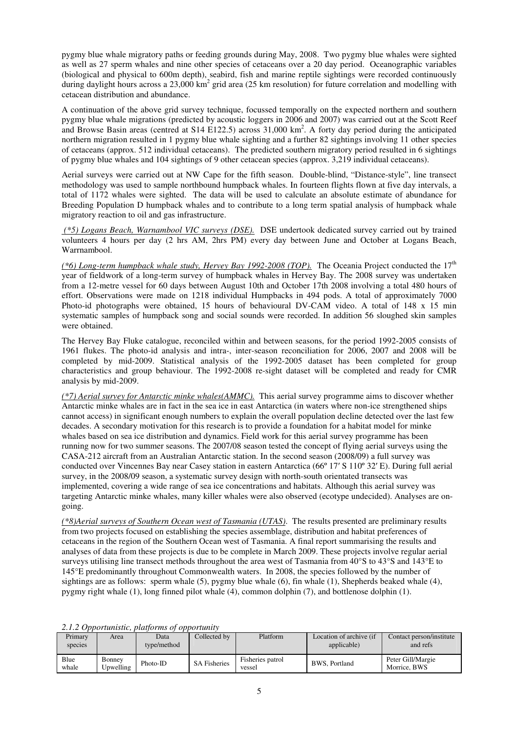pygmy blue whale migratory paths or feeding grounds during May, 2008. Two pygmy blue whales were sighted as well as 27 sperm whales and nine other species of cetaceans over a 20 day period. Oceanographic variables (biological and physical to 600m depth), seabird, fish and marine reptile sightings were recorded continuously during daylight hours across a 23,000 km$^2$ grid area (25 km resolution) for future correlation and modelling with cetacean distribution and abundance.

A continuation of the above grid survey technique, focussed temporally on the expected northern and southern pygmy blue whale migrations (predicted by acoustic loggers in 2006 and 2007) was carried out at the Scott Reef and Browse Basin areas (centred at S14 E122.5) across 31,000 km$^2$. A forty day period during the anticipated northern migration resulted in 1 pygmy blue whale sighting and a further 82 sightings involving 11 other species of cetaceans (approx. 512 individual cetaceans). The predicted southern migratory period resulted in 6 sightings of pygmy blue whales and 104 sightings of 9 other cetacean species (approx. 3,219 individual cetaceans).

Aerial surveys were carried out at NW Cape for the fifth season. Double-blind, "Distance-style", line transect methodology was used to sample northbound humpback whales. In fourteen flights flown at five day intervals, a total of 1172 whales were sighted. The data will be used to calculate an absolute estimate of abundance for Breeding Population D humpback whales and to contribute to a long term spatial analysis of humpback whale migratory reaction to oil and gas infrastructure.

*(\*5) Logans Beach, Warnambool VIC surveys (DSE).* DSE undertook dedicated survey carried out by trained volunteers 4 hours per day (2 hrs AM, 2hrs PM) every day between June and October at Logans Beach, Warrnambool.

*(\*6) Long-term humpback whale study, Hervey Bay 1992-2008 (TOP).* The Oceania Project conducted the 17th year of fieldwork of a long-term survey of humpback whales in Hervey Bay. The 2008 survey was undertaken from a 12-metre vessel for 60 days between August 10th and October 17th 2008 involving a total 480 hours of effort. Observations were made on 1218 individual Humpbacks in 494 pods. A total of approximately 7000 Photo-id photographs were obtained, 15 hours of behavioural DV-CAM video. A total of 148 x 15 min systematic samples of humpback song and social sounds were recorded. In addition 56 sloughed skin samples were obtained.

The Hervey Bay Fluke catalogue, reconciled within and between seasons, for the period 1992-2005 consists of 1961 flukes. The photo-id analysis and intra-, inter-season reconciliation for 2006, 2007 and 2008 will be completed by mid-2009. Statistical analysis of the 1992-2005 dataset has been completed for group characteristics and group behaviour. The 1992-2008 re-sight dataset will be completed and ready for CMR analysis by mid-2009.

*(\*7) Aerial survey for Antarctic minke whales(AMMC).* This aerial survey programme aims to discover whether Antarctic minke whales are in fact in the sea ice in east Antarctica (in waters where non-ice strengthened ships cannot access) in significant enough numbers to explain the overall population decline detected over the last few decades. A secondary motivation for this research is to provide a foundation for a habitat model for minke whales based on sea ice distribution and dynamics. Field work for this aerial survey programme has been running now for two summer seasons. The 2007/08 season tested the concept of flying aerial surveys using the CASA-212 aircraft from an Australian Antarctic station. In the second season (2008/09) a full survey was conducted over Vincennes Bay near Casey station in eastern Antarctica (66º 17′ S 110º 32′ E). During full aerial survey, in the 2008/09 season, a systematic survey design with north-south orientated transects was implemented, covering a wide range of sea ice concentrations and habitats. Although this aerial survey was targeting Antarctic minke whales, many killer whales were also observed (ecotype undecided). Analyses are on-going.

*(\*8)Aerial surveys of Southern Ocean west of Tasmania (UTAS).* The results presented are preliminary results from two projects focused on establishing the species assemblage, distribution and habitat preferences of cetaceans in the region of the Southern Ocean west of Tasmania. A final report summarising the results and analyses of data from these projects is due to be complete in March 2009. These projects involve regular aerial surveys utilising line transect methods throughout the area west of Tasmania from 40°S to 43°S and 143°E to 145°E predominantly throughout Commonwealth waters. In 2008, the species followed by the number of sightings are as follows: sperm whale (5), pygmy blue whale (6), fin whale (1), Shepherds beaked whale (4), pygmy right whale (1), long finned pilot whale (4), common dolphin (7), and bottlenose dolphin (1).

*2.1.2 Opportunistic, platforms of opportunity*

| Primary species | Area | Data type/method | Collected by | Platform | Location of archive (if applicable) | Contact person/institute and refs |
|---|---|---|---|---|---|---|
| Blue whale | Bonney Upwelling | Photo-ID | SA Fisheries | Fisheries patrol vessel | BWS, Portland | Peter Gill/Margie Morrice, BWS |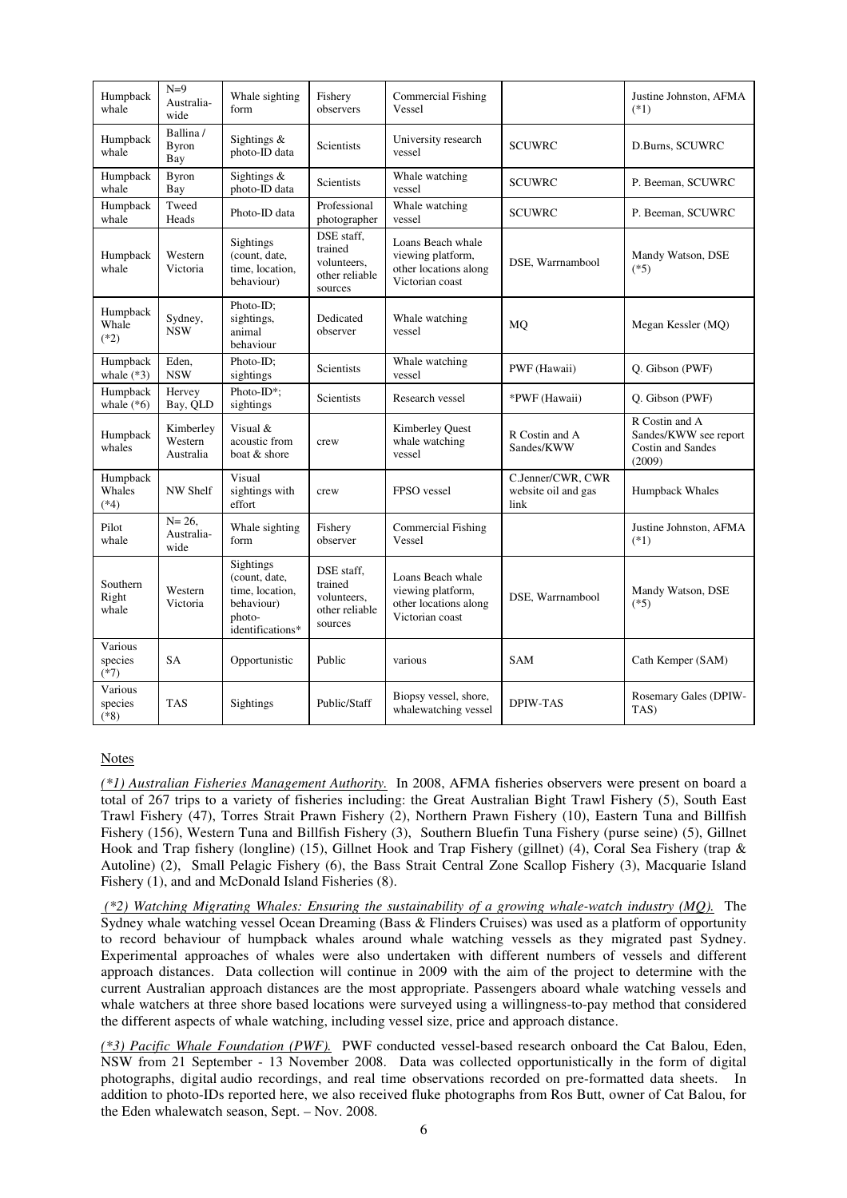| | | | | | | |
|---|---|---|---|---|---|---|
| Humpback whale | N=9 Australia-wide | Whale sighting form | Fishery observers | Commercial Fishing Vessel | | Justine Johnston, AFMA (*1) |
| Humpback whale | Ballina / Byron Bay | Sightings & photo-ID data | Scientists | University research vessel | SCUWRC | D.Burns, SCUWRC |
| Humpback whale | Byron Bay | Sightings & photo-ID data | Scientists | Whale watching vessel | SCUWRC | P. Beeman, SCUWRC |
| Humpback whale | Tweed Heads | Photo-ID data | Professional photographer | Whale watching vessel | SCUWRC | P. Beeman, SCUWRC |
| Humpback whale | Western Victoria | Sightings (count, date, time, location, behaviour) | DSE staff, trained volunteers, other reliable sources | Loans Beach whale viewing platform, other locations along Victorian coast | DSE, Warrnambool | Mandy Watson, DSE (*5) |
| Humpback Whale (*2) | Sydney, NSW | Photo-ID; sightings, animal behaviour | Dedicated observer | Whale watching vessel | MQ | Megan Kessler (MQ) |
| Humpback whale (*3) | Eden, NSW | Photo-ID; sightings | Scientists | Whale watching vessel | PWF (Hawaii) | Q. Gibson (PWF) |
| Humpback whale (*6) | Hervey Bay, QLD | Photo-ID*; sightings | Scientists | Research vessel | *PWF (Hawaii) | Q. Gibson (PWF) |
| Humpback whales | Kimberley Western Australia | Visual & acoustic from boat & shore | crew | Kimberley Quest whale watching vessel | R Costin and A Sandes/KWW | R Costin and A Sandes/KWW see report Costin and Sandes (2009) |
| Humpback Whales (*4) | NW Shelf | Visual sightings with effort | crew | FPSO vessel | C.Jenner/CWR, CWR website oil and gas link | Humpback Whales |
| Pilot whale | N= 26, Australia-wide | Whale sighting form | Fishery observer | Commercial Fishing Vessel | | Justine Johnston, AFMA (*1) |
| Southern Right whale | Western Victoria | Sightings (count, date, time, location, behaviour) photo-identifications* | DSE staff, trained volunteers, other reliable sources | Loans Beach whale viewing platform, other locations along Victorian coast | DSE, Warrnambool | Mandy Watson, DSE (*5) |
| Various species (*7) | SA | Opportunistic | Public | various | SAM | Cath Kemper (SAM) |
| Various species (*8) | TAS | Sightings | Public/Staff | Biopsy vessel, shore, whalewatching vessel | DPIW-TAS | Rosemary Gales (DPIW-TAS) |

Notes

*(*1) Australian Fisheries Management Authority.* In 2008, AFMA fisheries observers were present on board a total of 267 trips to a variety of fisheries including: the Great Australian Bight Trawl Fishery (5), South East Trawl Fishery (47), Torres Strait Prawn Fishery (2), Northern Prawn Fishery (10), Eastern Tuna and Billfish Fishery (156), Western Tuna and Billfish Fishery (3), Southern Bluefin Tuna Fishery (purse seine) (5), Gillnet Hook and Trap fishery (longline) (15), Gillnet Hook and Trap Fishery (gillnet) (4), Coral Sea Fishery (trap & Autoline) (2), Small Pelagic Fishery (6), the Bass Strait Central Zone Scallop Fishery (3), Macquarie Island Fishery (1), and and McDonald Island Fisheries (8).

*(*2) Watching Migrating Whales: Ensuring the sustainability of a growing whale-watch industry (MQ).* The Sydney whale watching vessel Ocean Dreaming (Bass & Flinders Cruises) was used as a platform of opportunity to record behaviour of humpback whales around whale watching vessels as they migrated past Sydney. Experimental approaches of whales were also undertaken with different numbers of vessels and different approach distances. Data collection will continue in 2009 with the aim of the project to determine with the current Australian approach distances are the most appropriate. Passengers aboard whale watching vessels and whale watchers at three shore based locations were surveyed using a willingness-to-pay method that considered the different aspects of whale watching, including vessel size, price and approach distance.

*(*3) Pacific Whale Foundation (PWF).* PWF conducted vessel-based research onboard the Cat Balou, Eden, NSW from 21 September - 13 November 2008. Data was collected opportunistically in the form of digital photographs, digital audio recordings, and real time observations recorded on pre-formatted data sheets. In addition to photo-IDs reported here, we also received fluke photographs from Ros Butt, owner of Cat Balou, for the Eden whalewatch season, Sept. – Nov. 2008.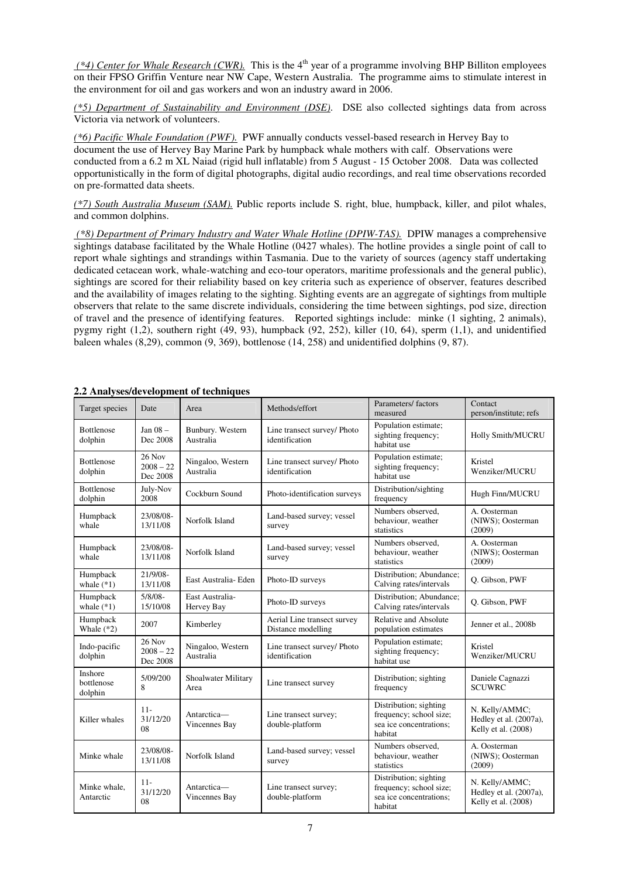*(*4) Center for Whale Research (CWR).* This is the 4th year of a programme involving BHP Billiton employees on their FPSO Griffin Venture near NW Cape, Western Australia. The programme aims to stimulate interest in the environment for oil and gas workers and won an industry award in 2006.

*(*5) Department of Sustainability and Environment (DSE).* DSE also collected sightings data from across Victoria via network of volunteers.

*(*6) Pacific Whale Foundation (PWF).* PWF annually conducts vessel-based research in Hervey Bay to document the use of Hervey Bay Marine Park by humpback whale mothers with calf. Observations were conducted from a 6.2 m XL Naiad (rigid hull inflatable) from 5 August - 15 October 2008. Data was collected opportunistically in the form of digital photographs, digital audio recordings, and real time observations recorded on pre-formatted data sheets.

*(*7) South Australia Museum (SAM).* Public reports include S. right, blue, humpback, killer, and pilot whales, and common dolphins.

*(*8) Department of Primary Industry and Water Whale Hotline (DPIW-TAS).* DPIW manages a comprehensive sightings database facilitated by the Whale Hotline (0427 whales). The hotline provides a single point of call to report whale sightings and strandings within Tasmania. Due to the variety of sources (agency staff undertaking dedicated cetacean work, whale-watching and eco-tour operators, maritime professionals and the general public), sightings are scored for their reliability based on key criteria such as experience of observer, features described and the availability of images relating to the sighting. Sighting events are an aggregate of sightings from multiple observers that relate to the same discrete individuals, considering the time between sightings, pod size, direction of travel and the presence of identifying features. Reported sightings include: minke (1 sighting, 2 animals), pygmy right (1,2), southern right (49, 93), humpback (92, 252), killer (10, 64), sperm (1,1), and unidentified baleen whales (8,29), common (9, 369), bottlenose (14, 258) and unidentified dolphins (9, 87).

**2.2 Analyses/development of techniques**

| Target species | Date | Area | Methods/effort | Parameters/ factors measured | Contact person/institute; refs |
|---|---|---|---|---|---|
| Bottlenose dolphin | Jan 08 – Dec 2008 | Bunbury. Western Australia | Line transect survey/ Photo identification | Population estimate; sighting frequency; habitat use | Holly Smith/MUCRU |
| Bottlenose dolphin | 26 Nov 2008 – 22 Dec 2008 | Ningaloo, Western Australia | Line transect survey/ Photo identification | Population estimate; sighting frequency; habitat use | Kristel Wenziker/MUCRU |
| Bottlenose dolphin | July-Nov 2008 | Cockburn Sound | Photo-identification surveys | Distribution/sighting frequency | Hugh Finn/MUCRU |
| Humpback whale | 23/08/08-13/11/08 | Norfolk Island | Land-based survey; vessel survey | Numbers observed, behaviour, weather statistics | A. Oosterman (NIWS); Oosterman (2009) |
| Humpback whale | 23/08/08-13/11/08 | Norfolk Island | Land-based survey; vessel survey | Numbers observed, behaviour, weather statistics | A. Oosterman (NIWS); Oosterman (2009) |
| Humpback whale (*1) | 21/9/08-13/11/08 | East Australia- Eden | Photo-ID surveys | Distribution; Abundance; Calving rates/intervals | Q. Gibson, PWF |
| Humpback whale (*1) | 5/8/08-15/10/08 | East Australia- Hervey Bay | Photo-ID surveys | Distribution; Abundance; Calving rates/intervals | Q. Gibson, PWF |
| Humpback Whale (*2) | 2007 | Kimberley | Aerial Line transect survey Distance modelling | Relative and Absolute population estimates | Jenner et al., 2008b |
| Indo-pacific dolphin | 26 Nov 2008 – 22 Dec 2008 | Ningaloo, Western Australia | Line transect survey/ Photo identification | Population estimate; sighting frequency; habitat use | Kristel Wenziker/MUCRU |
| Inshore bottlenose dolphin | 5/09/2008 | Shoalwater Military Area | Line transect survey | Distribution; sighting frequency | Daniele Cagnazzi SCUWRC |
| Killer whales | 11-31/12/2008 | Antarctica—Vincennes Bay | Line transect survey; double-platform | Distribution; sighting frequency; school size; sea ice concentrations; habitat | N. Kelly/AMMC; Hedley et al. (2007a), Kelly et al. (2008) |
| Minke whale | 23/08/08-13/11/08 | Norfolk Island | Land-based survey; vessel survey | Numbers observed, behaviour, weather statistics | A. Oosterman (NIWS); Oosterman (2009) |
| Minke whale, Antarctic | 11-31/12/2008 | Antarctica—Vincennes Bay | Line transect survey; double-platform | Distribution; sighting frequency; school size; sea ice concentrations; habitat | N. Kelly/AMMC; Hedley et al. (2007a), Kelly et al. (2008) |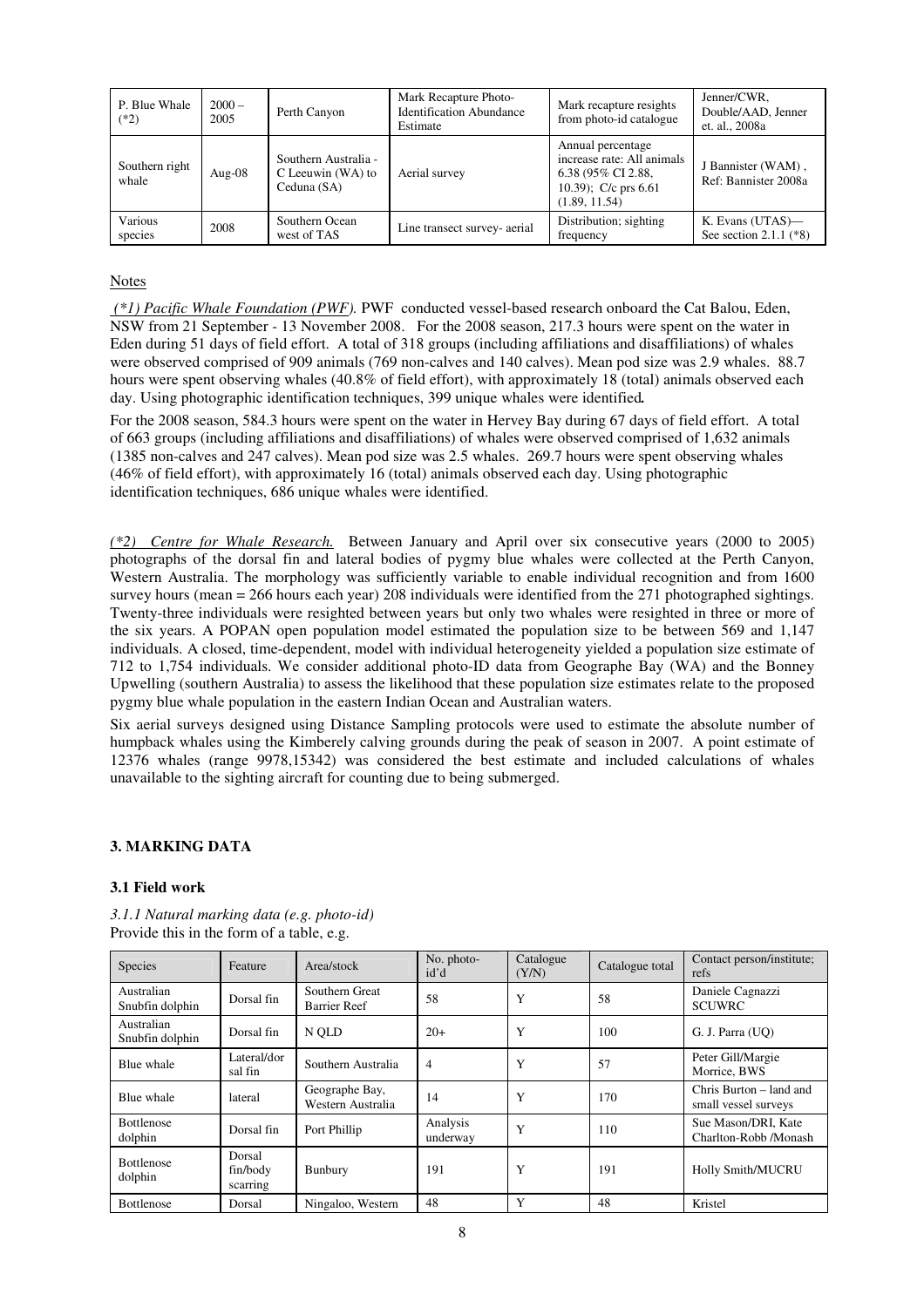| P. Blue Whale (*2) | 2000 – 2005 | Perth Canyon | Mark Recapture Photo-Identification Abundance Estimate | Mark recapture resights from photo-id catalogue | Jenner/CWR, Double/AAD, Jenner et. al., 2008a |
|---|---|---|---|---|---|
| Southern right whale | Aug-08 | Southern Australia - C Leeuwin (WA) to Ceduna (SA) | Aerial survey | Annual percentage increase rate: All animals 6.38 (95% CI 2.88, 10.39); C/c prs 6.61 (1.89, 11.54) | J Bannister (WAM) , Ref: Bannister 2008a |
| Various species | 2008 | Southern Ocean west of TAS | Line transect survey- aerial | Distribution; sighting frequency | K. Evans (UTAS)— See section 2.1.1 (*8) |

Notes

*(*1) Pacific Whale Foundation (PWF).* PWF conducted vessel-based research onboard the Cat Balou, Eden, NSW from 21 September - 13 November 2008. For the 2008 season, 217.3 hours were spent on the water in Eden during 51 days of field effort. A total of 318 groups (including affiliations and disaffiliations) of whales were observed comprised of 909 animals (769 non-calves and 140 calves). Mean pod size was 2.9 whales. 88.7 hours were spent observing whales (40.8% of field effort), with approximately 18 (total) animals observed each day. Using photographic identification techniques, 399 unique whales were identified**.**

For the 2008 season, 584.3 hours were spent on the water in Hervey Bay during 67 days of field effort. A total of 663 groups (including affiliations and disaffiliations) of whales were observed comprised of 1,632 animals (1385 non-calves and 247 calves). Mean pod size was 2.5 whales. 269.7 hours were spent observing whales (46% of field effort), with approximately 16 (total) animals observed each day. Using photographic identification techniques, 686 unique whales were identified.

*(*2) Centre for Whale Research.* Between January and April over six consecutive years (2000 to 2005) photographs of the dorsal fin and lateral bodies of pygmy blue whales were collected at the Perth Canyon, Western Australia. The morphology was sufficiently variable to enable individual recognition and from 1600 survey hours (mean = 266 hours each year) 208 individuals were identified from the 271 photographed sightings. Twenty-three individuals were resighted between years but only two whales were resighted in three or more of the six years. A POPAN open population model estimated the population size to be between 569 and 1,147 individuals. A closed, time-dependent, model with individual heterogeneity yielded a population size estimate of 712 to 1,754 individuals. We consider additional photo-ID data from Geographe Bay (WA) and the Bonney Upwelling (southern Australia) to assess the likelihood that these population size estimates relate to the proposed pygmy blue whale population in the eastern Indian Ocean and Australian waters.

Six aerial surveys designed using Distance Sampling protocols were used to estimate the absolute number of humpback whales using the Kimberely calving grounds during the peak of season in 2007. A point estimate of 12376 whales (range 9978,15342) was considered the best estimate and included calculations of whales unavailable to the sighting aircraft for counting due to being submerged.

## 3. MARKING DATA

### 3.1 Field work

*3.1.1 Natural marking data (e.g. photo-id)*
Provide this in the form of a table, e.g.

| Species | Feature | Area/stock | No. photo-id'd | Catalogue (Y/N) | Catalogue total | Contact person/institute; refs |
|---|---|---|---|---|---|---|
| Australian Snubfin dolphin | Dorsal fin | Southern Great Barrier Reef | 58 | Y | 58 | Daniele Cagnazzi SCUWRC |
| Australian Snubfin dolphin | Dorsal fin | N QLD | 20+ | Y | 100 | G. J. Parra (UQ) |
| Blue whale | Lateral/dorsal fin | Southern Australia | 4 | Y | 57 | Peter Gill/Margie Morrice, BWS |
| Blue whale | lateral | Geographe Bay, Western Australia | 14 | Y | 170 | Chris Burton – land and small vessel surveys |
| Bottlenose dolphin | Dorsal fin | Port Phillip | Analysis underway | Y | 110 | Sue Mason/DRI, Kate Charlton-Robb /Monash |
| Bottlenose dolphin | Dorsal fin/body scarring | Bunbury | 191 | Y | 191 | Holly Smith/MUCRU |
| Bottlenose | Dorsal | Ningaloo, Western | 48 | Y | 48 | Kristel |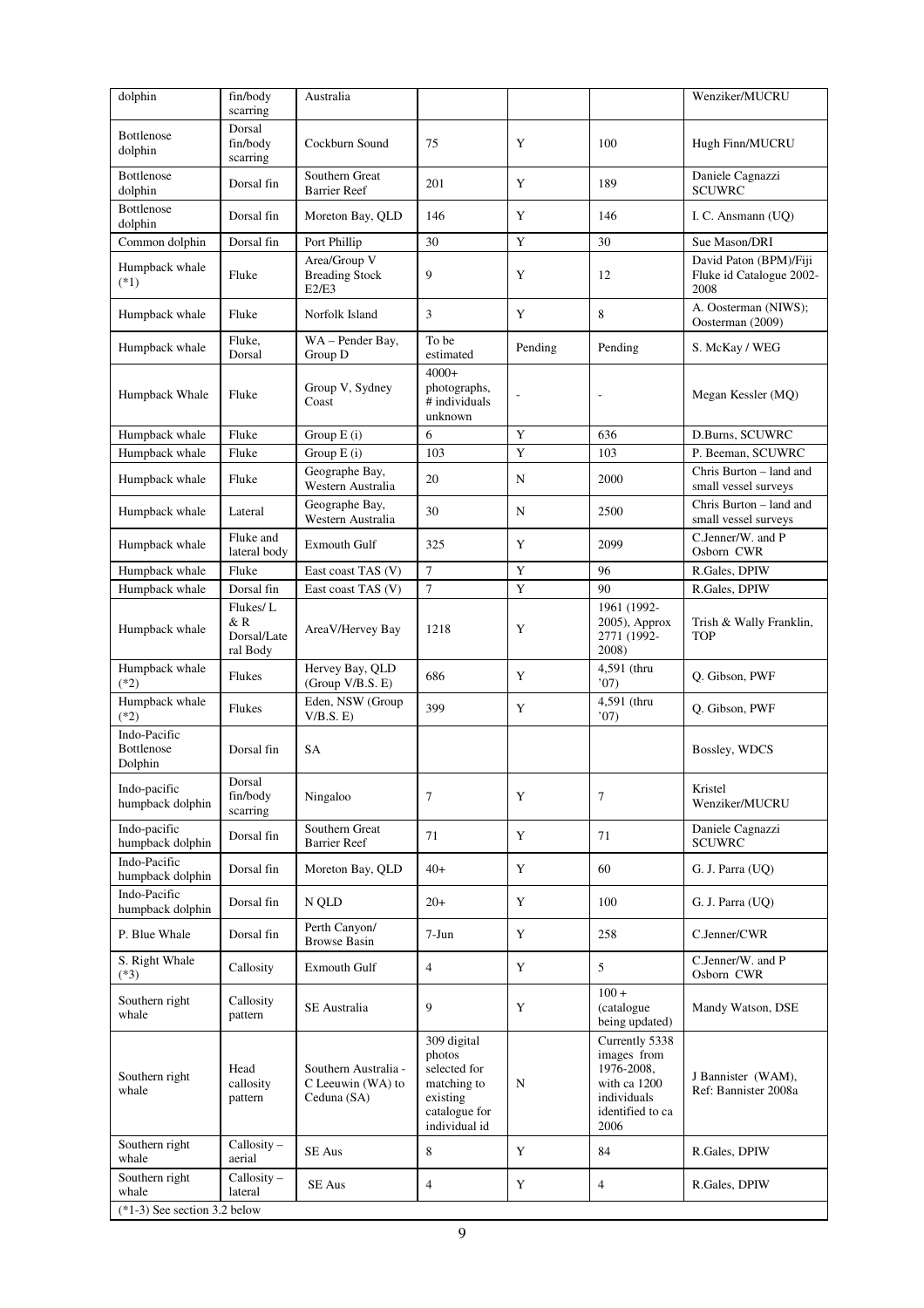| dolphin | fin/body scarring | Australia | | | | Wenziker/MUCRU |
|---|---|---|---|---|---|---|
| Bottlenose dolphin | Dorsal fin/body scarring | Cockburn Sound | 75 | Y | 100 | Hugh Finn/MUCRU |
| Bottlenose dolphin | Dorsal fin | Southern Great Barrier Reef | 201 | Y | 189 | Daniele Cagnazzi SCUWRC |
| Bottlenose dolphin | Dorsal fin | Moreton Bay, QLD | 146 | Y | 146 | I. C. Ansmann (UQ) |
| Common dolphin | Dorsal fin | Port Phillip | 30 | Y | 30 | Sue Mason/DRI |
| Humpback whale (*1) | Fluke | Area/Group V Breading Stock E2/E3 | 9 | Y | 12 | David Paton (BPM)/Fiji Fluke id Catalogue 2002-2008 |
| Humpback whale | Fluke | Norfolk Island | 3 | Y | 8 | A. Oosterman (NIWS); Oosterman (2009) |
| Humpback whale | Fluke, Dorsal | WA – Pender Bay, Group D | To be estimated | Pending | Pending | S. McKay / WEG |
| Humpback Whale | Fluke | Group V, Sydney Coast | 4000+ photographs, # individuals unknown | - | - | Megan Kessler (MQ) |
| Humpback whale | Fluke | Group E (i) | 6 | Y | 636 | D.Burns, SCUWRC |
| Humpback whale | Fluke | Group E (i) | 103 | Y | 103 | P. Beeman, SCUWRC |
| Humpback whale | Fluke | Geographe Bay, Western Australia | 20 | N | 2000 | Chris Burton – land and small vessel surveys |
| Humpback whale | Lateral | Geographe Bay, Western Australia | 30 | N | 2500 | Chris Burton – land and small vessel surveys |
| Humpback whale | Fluke and lateral body | Exmouth Gulf | 325 | Y | 2099 | C.Jenner/W. and P Osborn CWR |
| Humpback whale | Fluke | East coast TAS (V) | 7 | Y | 96 | R.Gales, DPIW |
| Humpback whale | Dorsal fin | East coast TAS (V) | 7 | Y | 90 | R.Gales, DPIW |
| Humpback whale | Flukes/ L & R Dorsal/Lateral Body | AreaV/Hervey Bay | 1218 | Y | 1961 (1992-2005), Approx 2771 (1992-2008) | Trish & Wally Franklin, TOP |
| Humpback whale (*2) | Flukes | Hervey Bay, QLD (Group V/B.S. E) | 686 | Y | 4,591 (thru '07) | Q. Gibson, PWF |
| Humpback whale (*2) | Flukes | Eden, NSW (Group V/B.S. E) | 399 | Y | 4,591 (thru '07) | Q. Gibson, PWF |
| Indo-Pacific Bottlenose Dolphin | Dorsal fin | SA | | | | Bossley, WDCS |
| Indo-pacific humpback dolphin | Dorsal fin/body scarring | Ningaloo | 7 | Y | 7 | Kristel Wenziker/MUCRU |
| Indo-pacific humpback dolphin | Dorsal fin | Southern Great Barrier Reef | 71 | Y | 71 | Daniele Cagnazzi SCUWRC |
| Indo-Pacific humpback dolphin | Dorsal fin | Moreton Bay, QLD | 40+ | Y | 60 | G. J. Parra (UQ) |
| Indo-Pacific humpback dolphin | Dorsal fin | N QLD | 20+ | Y | 100 | G. J. Parra (UQ) |
| P. Blue Whale | Dorsal fin | Perth Canyon/ Browse Basin | 7-Jun | Y | 258 | C.Jenner/CWR |
| S. Right Whale (*3) | Callosity | Exmouth Gulf | 4 | Y | 5 | C.Jenner/W. and P Osborn CWR |
| Southern right whale | Callosity pattern | SE Australia | 9 | Y | 100 + (catalogue being updated) | Mandy Watson, DSE |
| Southern right whale | Head callosity pattern | Southern Australia - C Leeuwin (WA) to Ceduna (SA) | 309 digital photos selected for matching to existing catalogue for individual id | N | Currently 5338 images from 1976-2008, with ca 1200 individuals identified to ca 2006 | J Bannister (WAM), Ref: Bannister 2008a |
| Southern right whale | Callosity – aerial | SE Aus | 8 | Y | 84 | R.Gales, DPIW |
| Southern right whale | Callosity – lateral | SE Aus | 4 | Y | 4 | R.Gales, DPIW |

(*1-3) See section 3.2 below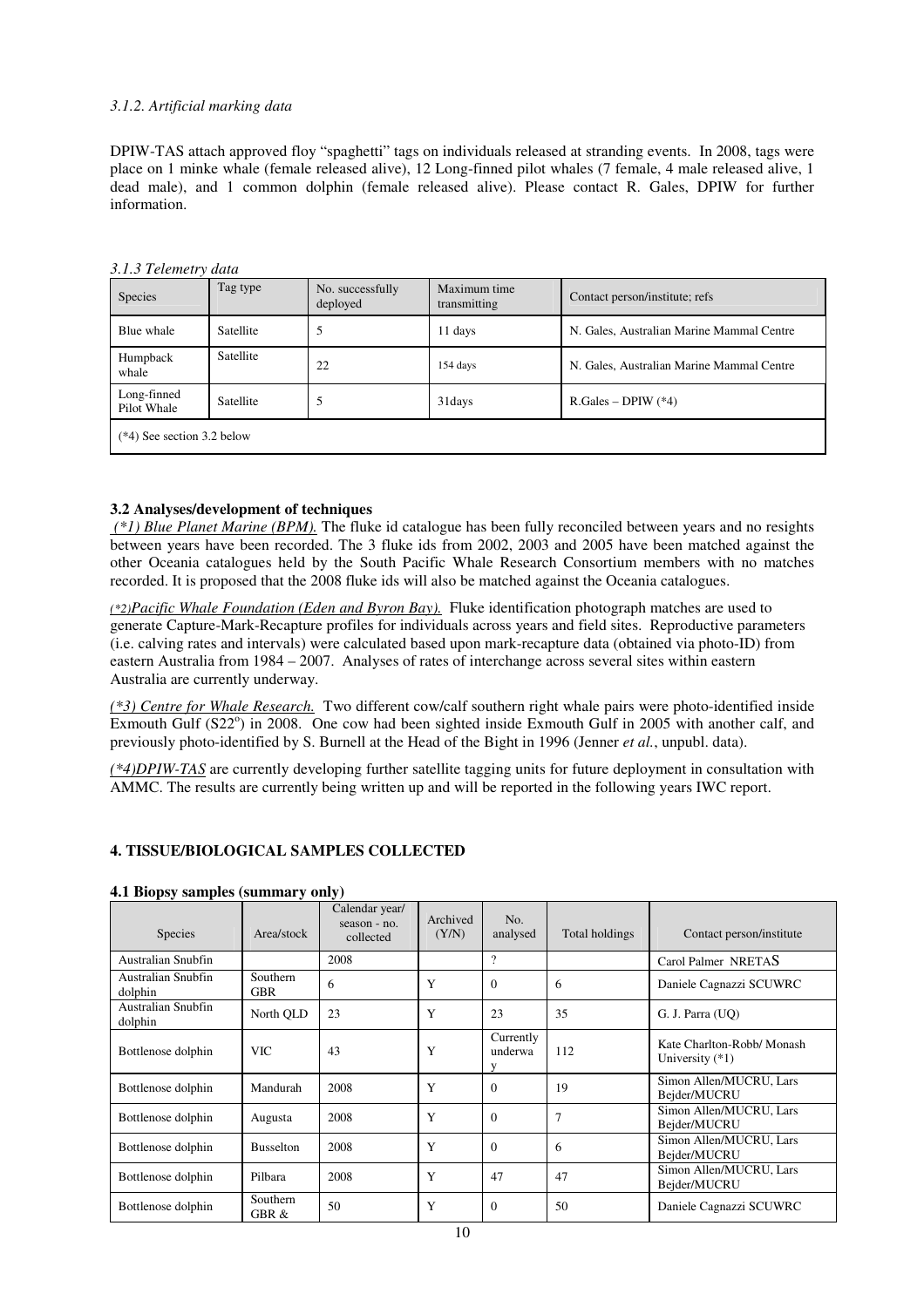*3.1.2. Artificial marking data*

DPIW-TAS attach approved floy "spaghetti" tags on individuals released at stranding events. In 2008, tags were place on 1 minke whale (female released alive), 12 Long-finned pilot whales (7 female, 4 male released alive, 1 dead male), and 1 common dolphin (female released alive). Please contact R. Gales, DPIW for further information.

*3.1.3 Telemetry data*

| Species | Tag type | No. successfully deployed | Maximum time transmitting | Contact person/institute; refs |
|---|---|---|---|---|
| Blue whale | Satellite | 5 | 11 days | N. Gales, Australian Marine Mammal Centre |
| Humpback whale | Satellite | 22 | 154 days | N. Gales, Australian Marine Mammal Centre |
| Long-finned Pilot Whale | Satellite | 5 | 31days | R.Gales – DPIW (*4) |
| (*4) See section 3.2 below | | | | |

**3.2 Analyses/development of techniques**

*(*1) Blue Planet Marine (BPM).* The fluke id catalogue has been fully reconciled between years and no resights between years have been recorded. The 3 fluke ids from 2002, 2003 and 2005 have been matched against the other Oceania catalogues held by the South Pacific Whale Research Consortium members with no matches recorded. It is proposed that the 2008 fluke ids will also be matched against the Oceania catalogues.

*(*2)Pacific Whale Foundation (Eden and Byron Bay).* Fluke identification photograph matches are used to generate Capture-Mark-Recapture profiles for individuals across years and field sites. Reproductive parameters (i.e. calving rates and intervals) were calculated based upon mark-recapture data (obtained via photo-ID) from eastern Australia from 1984 – 2007. Analyses of rates of interchange across several sites within eastern Australia are currently underway.

*(*3) Centre for Whale Research.* Two different cow/calf southern right whale pairs were photo-identified inside Exmouth Gulf (S22°) in 2008. One cow had been sighted inside Exmouth Gulf in 2005 with another calf, and previously photo-identified by S. Burnell at the Head of the Bight in 1996 (Jenner *et al.*, unpubl. data).

*(*4)DPIW-TAS* are currently developing further satellite tagging units for future deployment in consultation with AMMC. The results are currently being written up and will be reported in the following years IWC report.

**4. TISSUE/BIOLOGICAL SAMPLES COLLECTED**

**4.1 Biopsy samples (summary only)**

| Species | Area/stock | Calendar year/ season - no. collected | Archived (Y/N) | No. analysed | Total holdings | Contact person/institute |
|---|---|---|---|---|---|---|
| Australian Snubfin | | 2008 | | ? | | Carol Palmer NRETAS |
| Australian Snubfin dolphin | Southern GBR | 6 | Y | 0 | 6 | Daniele Cagnazzi SCUWRC |
| Australian Snubfin dolphin | North QLD | 23 | Y | 23 | 35 | G. J. Parra (UQ) |
| Bottlenose dolphin | VIC | 43 | Y | Currently underway | 112 | Kate Charlton-Robb/ Monash University (*1) |
| Bottlenose dolphin | Mandurah | 2008 | Y | 0 | 19 | Simon Allen/MUCRU, Lars Bejder/MUCRU |
| Bottlenose dolphin | Augusta | 2008 | Y | 0 | 7 | Simon Allen/MUCRU, Lars Bejder/MUCRU |
| Bottlenose dolphin | Busselton | 2008 | Y | 0 | 6 | Simon Allen/MUCRU, Lars Bejder/MUCRU |
| Bottlenose dolphin | Pilbara | 2008 | Y | 47 | 47 | Simon Allen/MUCRU, Lars Bejder/MUCRU |
| Bottlenose dolphin | Southern GBR & | 50 | Y | 0 | 50 | Daniele Cagnazzi SCUWRC |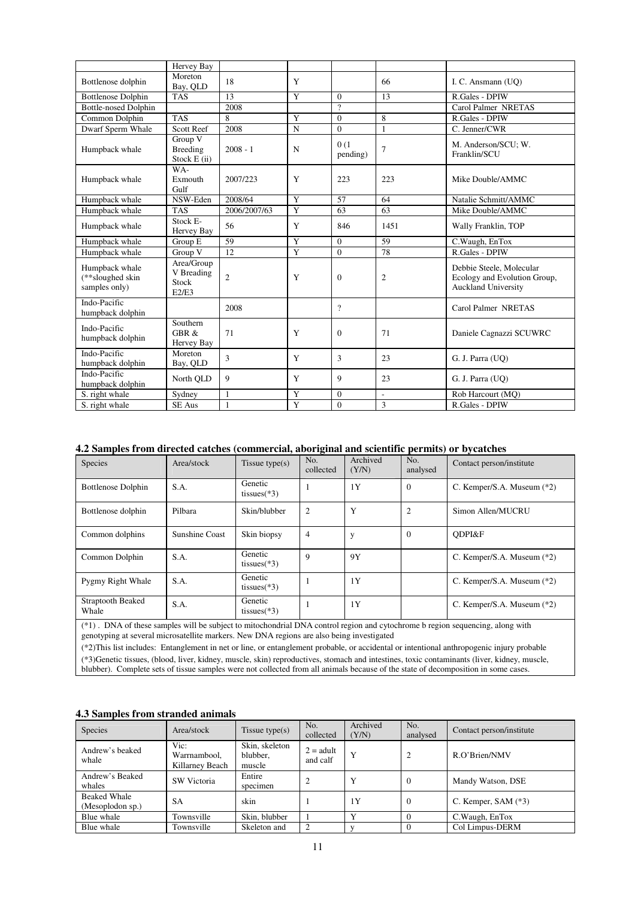|  | Hervey Bay |  |  |  |  |  |
|---|---|---|---|---|---|---|
| Bottlenose dolphin | Moreton Bay, QLD | 18 | Y |  | 66 | I. C. Ansmann (UQ) |
| Bottlenose Dolphin | TAS | 13 | Y | 0 | 13 | R.Gales - DPIW |
| Bottle-nosed Dolphin |  | 2008 |  | ? |  | Carol Palmer NRETAS |
| Common Dolphin | TAS | 8 | Y | 0 | 8 | R.Gales - DPIW |
| Dwarf Sperm Whale | Scott Reef | 2008 | N | 0 | 1 | C. Jenner/CWR |
| Humpback whale | Group V Breeding Stock E (ii) | 2008 - 1 | N | 0 (1 pending) | 7 | M. Anderson/SCU; W. Franklin/SCU |
| Humpback whale | WA- Exmouth Gulf | 2007/223 | Y | 223 | 223 | Mike Double/AMMC |
| Humpback whale | NSW-Eden | 2008/64 | Y | 57 | 64 | Natalie Schmitt/AMMC |
| Humpback whale | TAS | 2006/2007/63 | Y | 63 | 63 | Mike Double/AMMC |
| Humpback whale | Stock E- Hervey Bay | 56 | Y | 846 | 1451 | Wally Franklin, TOP |
| Humpback whale | Group E | 59 | Y | 0 | 59 | C.Waugh, EnTox |
| Humpback whale | Group V | 12 | Y | 0 | 78 | R.Gales - DPIW |
| Humpback whale (**sloughed skin samples only) | Area/Group V Breading Stock E2/E3 | 2 | Y | 0 | 2 | Debbie Steele, Molecular Ecology and Evolution Group, Auckland University |
| Indo-Pacific humpback dolphin |  | 2008 |  | ? |  | Carol Palmer NRETAS |
| Indo-Pacific humpback dolphin | Southern GBR & Hervey Bay | 71 | Y | 0 | 71 | Daniele Cagnazzi SCUWRC |
| Indo-Pacific humpback dolphin | Moreton Bay, QLD | 3 | Y | 3 | 23 | G. J. Parra (UQ) |
| Indo-Pacific humpback dolphin | North QLD | 9 | Y | 9 | 23 | G. J. Parra (UQ) |
| S. right whale | Sydney | 1 | Y | 0 | - | Rob Harcourt (MQ) |
| S. right whale | SE Aus | 1 | Y | 0 | 3 | R.Gales - DPIW |

## 4.2 Samples from directed catches (commercial, aboriginal and scientific permits) or bycatches

| Species | Area/stock | Tissue type(s) | No. collected | Archived (Y/N) | No. analysed | Contact person/institute |
|---|---|---|---|---|---|---|
| Bottlenose Dolphin | S.A. | Genetic tissues(*3) | 1 | 1Y | 0 | C. Kemper/S.A. Museum (*2) |
| Bottlenose dolphin | Pilbara | Skin/blubber | 2 | Y | 2 | Simon Allen/MUCRU |
| Common dolphins | Sunshine Coast | Skin biopsy | 4 | y | 0 | QDPI&F |
| Common Dolphin | S.A. | Genetic tissues(*3) | 9 | 9Y |  | C. Kemper/S.A. Museum (*2) |
| Pygmy Right Whale | S.A. | Genetic tissues(*3) | 1 | 1Y |  | C. Kemper/S.A. Museum (*2) |
| Straptooth Beaked Whale | S.A. | Genetic tissues(*3) | 1 | 1Y |  | C. Kemper/S.A. Museum (*2) |

(*1) . DNA of these samples will be subject to mitochondrial DNA control region and cytochrome b region sequencing, along with genotyping at several microsatellite markers. New DNA regions are also being investigated

(*2)This list includes: Entanglement in net or line, or entanglement probable, or accidental or intentional anthropogenic injury probable

(*3)Genetic tissues, (blood, liver, kidney, muscle, skin) reproductives, stomach and intestines, toxic contaminants (liver, kidney, muscle, blubber). Complete sets of tissue samples were not collected from all animals because of the state of decomposition in some cases.

## 4.3 Samples from stranded animals

| Species | Area/stock | Tissue type(s) | No. collected | Archived (Y/N) | No. analysed | Contact person/institute |
|---|---|---|---|---|---|---|
| Andrew's beaked whale | Vic: Warrnambool, Killarney Beach | Skin, skeleton blubber, muscle | 2 = adult and calf | Y | 2 | R.O'Brien/NMV |
| Andrew's Beaked whales | SW Victoria | Entire specimen | 2 | Y | 0 | Mandy Watson, DSE |
| Beaked Whale (Mesoplodon sp.) | SA | skin | 1 | 1Y | 0 | C. Kemper, SAM (*3) |
| Blue whale | Townsville | Skin, blubber | 1 | Y | 0 | C.Waugh, EnTox |
| Blue whale | Townsville | Skeleton and | 2 | y | 0 | Col Limpus-DERM |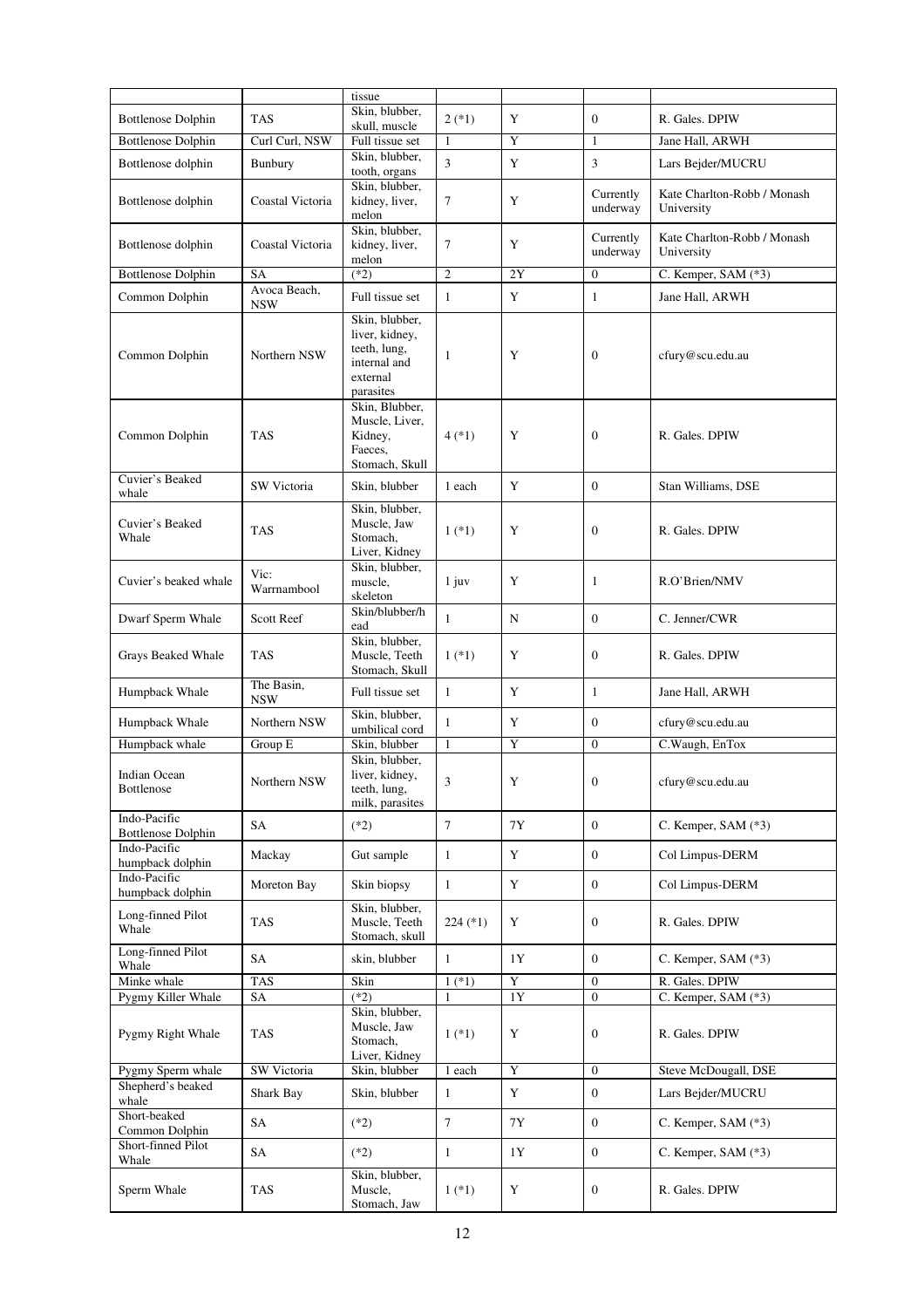| | | tissue | | | | |
|---|---|---|---|---|---|---|
| Bottlenose Dolphin | TAS | Skin, blubber, skull, muscle | 2 (*1) | Y | 0 | R. Gales. DPIW |
| Bottlenose Dolphin | Curl Curl, NSW | Full tissue set | 1 | Y | 1 | Jane Hall, ARWH |
| Bottlenose dolphin | Bunbury | Skin, blubber, tooth, organs | 3 | Y | 3 | Lars Bejder/MUCRU |
| Bottlenose dolphin | Coastal Victoria | Skin, blubber, kidney, liver, melon | 7 | Y | Currently underway | Kate Charlton-Robb / Monash University |
| Bottlenose dolphin | Coastal Victoria | Skin, blubber, kidney, liver, melon | 7 | Y | Currently underway | Kate Charlton-Robb / Monash University |
| Bottlenose Dolphin | SA | (*2) | 2 | 2Y | 0 | C. Kemper, SAM (*3) |
| Common Dolphin | Avoca Beach, NSW | Full tissue set | 1 | Y | 1 | Jane Hall, ARWH |
| Common Dolphin | Northern NSW | Skin, blubber, liver, kidney, teeth, lung, internal and external parasites | 1 | Y | 0 | cfury@scu.edu.au |
| Common Dolphin | TAS | Skin, Blubber, Muscle, Liver, Kidney, Faeces, Stomach, Skull | 4 (*1) | Y | 0 | R. Gales. DPIW |
| Cuvier's Beaked whale | SW Victoria | Skin, blubber | 1 each | Y | 0 | Stan Williams, DSE |
| Cuvier's Beaked Whale | TAS | Skin, blubber, Muscle, Jaw Stomach, Liver, Kidney | 1 (*1) | Y | 0 | R. Gales. DPIW |
| Cuvier's beaked whale | Vic: Warrnambool | Skin, blubber, muscle, skeleton | 1 juv | Y | 1 | R.O'Brien/NMV |
| Dwarf Sperm Whale | Scott Reef | Skin/blubber/head | 1 | N | 0 | C. Jenner/CWR |
| Grays Beaked Whale | TAS | Skin, blubber, Muscle, Teeth Stomach, Skull | 1 (*1) | Y | 0 | R. Gales. DPIW |
| Humpback Whale | The Basin, NSW | Full tissue set | 1 | Y | 1 | Jane Hall, ARWH |
| Humpback Whale | Northern NSW | Skin, blubber, umbilical cord | 1 | Y | 0 | cfury@scu.edu.au |
| Humpback whale | Group E | Skin, blubber | 1 | Y | 0 | C.Waugh, EnTox |
| Indian Ocean Bottlenose | Northern NSW | Skin, blubber, liver, kidney, teeth, lung, milk, parasites | 3 | Y | 0 | cfury@scu.edu.au |
| Indo-Pacific Bottlenose Dolphin | SA | (*2) | 7 | 7Y | 0 | C. Kemper, SAM (*3) |
| Indo-Pacific humpback dolphin | Mackay | Gut sample | 1 | Y | 0 | Col Limpus-DERM |
| Indo-Pacific humpback dolphin | Moreton Bay | Skin biopsy | 1 | Y | 0 | Col Limpus-DERM |
| Long-finned Pilot Whale | TAS | Skin, blubber, Muscle, Teeth Stomach, skull | 224 (*1) | Y | 0 | R. Gales. DPIW |
| Long-finned Pilot Whale | SA | skin, blubber | 1 | 1Y | 0 | C. Kemper, SAM (*3) |
| Minke whale | TAS | Skin | 1 (*1) | Y | 0 | R. Gales. DPIW |
| Pygmy Killer Whale | SA | (*2) | 1 | 1Y | 0 | C. Kemper, SAM (*3) |
| Pygmy Right Whale | TAS | Skin, blubber, Muscle, Jaw Stomach, Liver, Kidney | 1 (*1) | Y | 0 | R. Gales. DPIW |
| Pygmy Sperm whale | SW Victoria | Skin, blubber | 1 each | Y | 0 | Steve McDougall, DSE |
| Shepherd's beaked whale | Shark Bay | Skin, blubber | 1 | Y | 0 | Lars Bejder/MUCRU |
| Short-beaked Common Dolphin | SA | (*2) | 7 | 7Y | 0 | C. Kemper, SAM (*3) |
| Short-finned Pilot Whale | SA | (*2) | 1 | 1Y | 0 | C. Kemper, SAM (*3) |
| Sperm Whale | TAS | Skin, blubber, Muscle, Stomach, Jaw | 1 (*1) | Y | 0 | R. Gales. DPIW |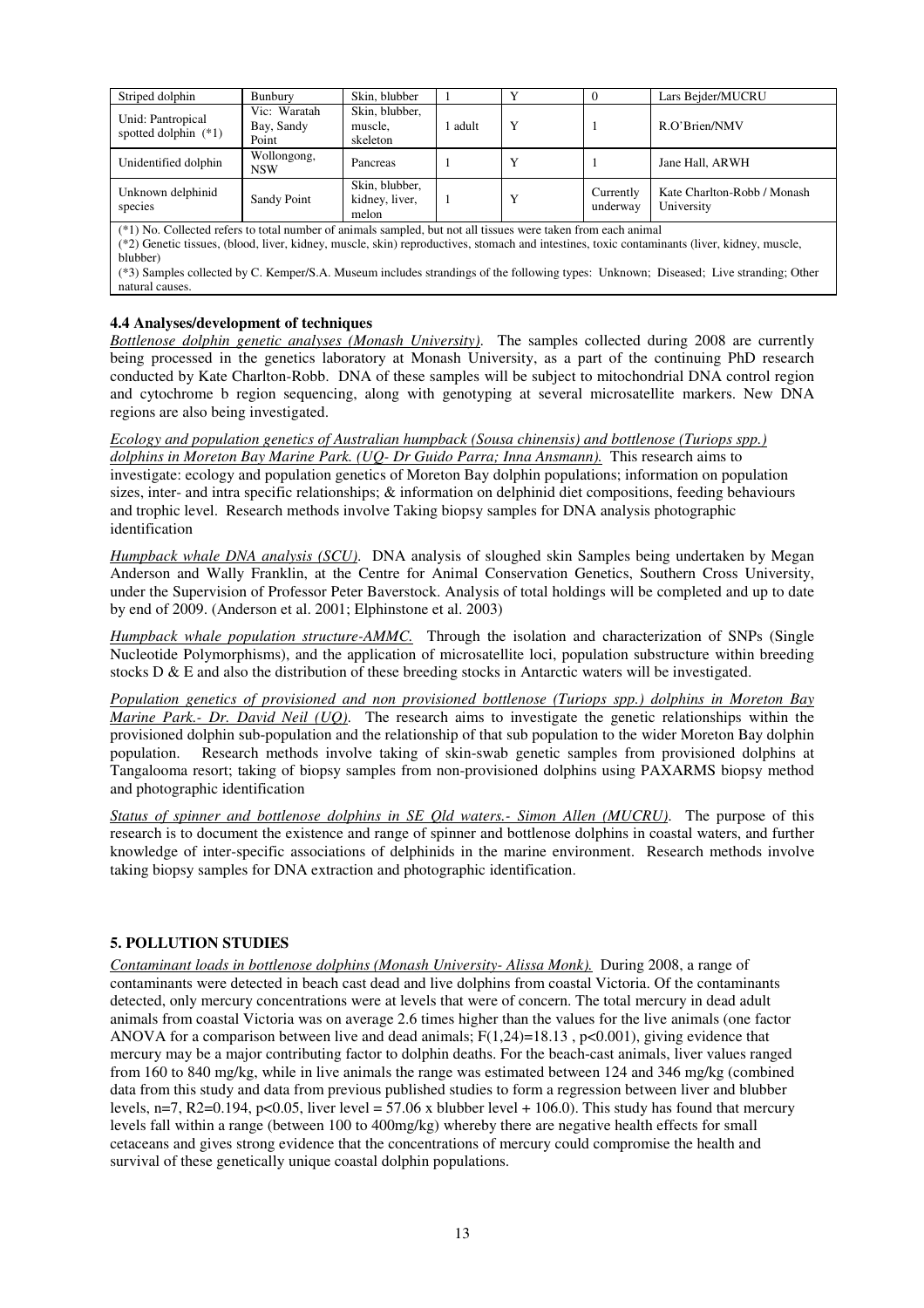| Striped dolphin | Bunbury | Skin, blubber | 1 | Y | 0 | Lars Bejder/MUCRU |
|---|---|---|---|---|---|---|
| Unid: Pantropical spotted dolphin (*1) | Vic: Waratah Bay, Sandy Point | Skin, blubber, muscle, skeleton | 1 adult | Y | 1 | R.O'Brien/NMV |
| Unidentified dolphin | Wollongong, NSW | Pancreas | 1 | Y | 1 | Jane Hall, ARWH |
| Unknown delphinid species | Sandy Point | Skin, blubber, kidney, liver, melon | 1 | Y | Currently underway | Kate Charlton-Robb / Monash University |

(*1) No. Collected refers to total number of animals sampled, but not all tissues were taken from each animal
(*2) Genetic tissues, (blood, liver, kidney, muscle, skin) reproductives, stomach and intestines, toxic contaminants (liver, kidney, muscle, blubber)
(*3) Samples collected by C. Kemper/S.A. Museum includes strandings of the following types: Unknown; Diseased; Live stranding; Other natural causes.

### 4.4 Analyses/development of techniques

*Bottlenose dolphin genetic analyses (Monash University).* The samples collected during 2008 are currently being processed in the genetics laboratory at Monash University, as a part of the continuing PhD research conducted by Kate Charlton-Robb. DNA of these samples will be subject to mitochondrial DNA control region and cytochrome b region sequencing, along with genotyping at several microsatellite markers. New DNA regions are also being investigated.

*Ecology and population genetics of Australian humpback (Sousa chinensis) and bottlenose (Turiops spp.) dolphins in Moreton Bay Marine Park. (UQ- Dr Guido Parra; Inna Ansmann).* This research aims to investigate: ecology and population genetics of Moreton Bay dolphin populations; information on population sizes, inter- and intra specific relationships; & information on delphinid diet compositions, feeding behaviours and trophic level. Research methods involve Taking biopsy samples for DNA analysis photographic identification

*Humpback whale DNA analysis (SCU).* DNA analysis of sloughed skin Samples being undertaken by Megan Anderson and Wally Franklin, at the Centre for Animal Conservation Genetics, Southern Cross University, under the Supervision of Professor Peter Baverstock. Analysis of total holdings will be completed and up to date by end of 2009. (Anderson et al. 2001; Elphinstone et al. 2003)

*Humpback whale population structure-AMMC.* Through the isolation and characterization of SNPs (Single Nucleotide Polymorphisms), and the application of microsatellite loci, population substructure within breeding stocks D & E and also the distribution of these breeding stocks in Antarctic waters will be investigated.

*Population genetics of provisioned and non provisioned bottlenose (Turiops spp.) dolphins in Moreton Bay Marine Park.- Dr. David Neil (UQ).* The research aims to investigate the genetic relationships within the provisioned dolphin sub-population and the relationship of that sub population to the wider Moreton Bay dolphin population. Research methods involve taking of skin-swab genetic samples from provisioned dolphins at Tangalooma resort; taking of biopsy samples from non-provisioned dolphins using PAXARMS biopsy method and photographic identification

*Status of spinner and bottlenose dolphins in SE Qld waters.- Simon Allen (MUCRU).* The purpose of this research is to document the existence and range of spinner and bottlenose dolphins in coastal waters, and further knowledge of inter-specific associations of delphinids in the marine environment. Research methods involve taking biopsy samples for DNA extraction and photographic identification.

## 5. POLLUTION STUDIES

*Contaminant loads in bottlenose dolphins (Monash University- Alissa Monk).* During 2008, a range of contaminants were detected in beach cast dead and live dolphins from coastal Victoria. Of the contaminants detected, only mercury concentrations were at levels that were of concern. The total mercury in dead adult animals from coastal Victoria was on average 2.6 times higher than the values for the live animals (one factor ANOVA for a comparison between live and dead animals; $F(1,24)=18.13$ , $p<0.001$), giving evidence that mercury may be a major contributing factor to dolphin deaths. For the beach-cast animals, liver values ranged from 160 to 840 mg/kg, while in live animals the range was estimated between 124 and 346 mg/kg (combined data from this study and data from previous published studies to form a regression between liver and blubber levels, $n=7$, $R2=0.194$, $p<0.05$, liver level = 57.06 x blubber level + 106.0). This study has found that mercury levels fall within a range (between 100 to 400mg/kg) whereby there are negative health effects for small cetaceans and gives strong evidence that the concentrations of mercury could compromise the health and survival of these genetically unique coastal dolphin populations.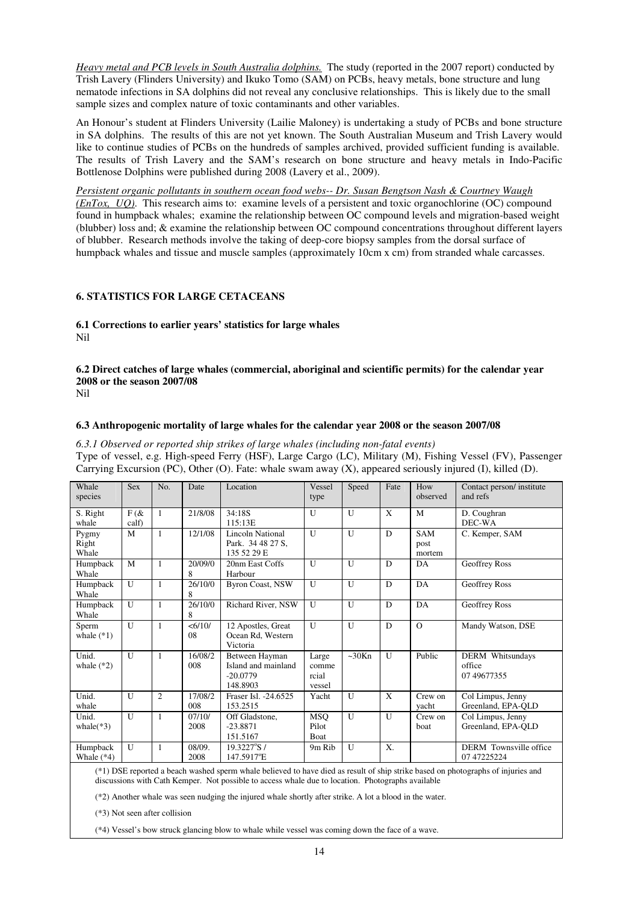*Heavy metal and PCB levels in South Australia dolphins.* The study (reported in the 2007 report) conducted by Trish Lavery (Flinders University) and Ikuko Tomo (SAM) on PCBs, heavy metals, bone structure and lung nematode infections in SA dolphins did not reveal any conclusive relationships. This is likely due to the small sample sizes and complex nature of toxic contaminants and other variables.

An Honour's student at Flinders University (Lailie Maloney) is undertaking a study of PCBs and bone structure in SA dolphins. The results of this are not yet known. The South Australian Museum and Trish Lavery would like to continue studies of PCBs on the hundreds of samples archived, provided sufficient funding is available. The results of Trish Lavery and the SAM's research on bone structure and heavy metals in Indo-Pacific Bottlenose Dolphins were published during 2008 (Lavery et al., 2009).

*Persistent organic pollutants in southern ocean food webs-- Dr. Susan Bengtson Nash & Courtney Waugh (EnTox, UQ).* This research aims to: examine levels of a persistent and toxic organochlorine (OC) compound found in humpback whales; examine the relationship between OC compound levels and migration-based weight (blubber) loss and; & examine the relationship between OC compound concentrations throughout different layers of blubber. Research methods involve the taking of deep-core biopsy samples from the dorsal surface of humpback whales and tissue and muscle samples (approximately 10cm x cm) from stranded whale carcasses.

## 6. STATISTICS FOR LARGE CETACEANS

### 6.1 Corrections to earlier years' statistics for large whales

Nil

### 6.2 Direct catches of large whales (commercial, aboriginal and scientific permits) for the calendar year 2008 or the season 2007/08

Nil

### 6.3 Anthropogenic mortality of large whales for the calendar year 2008 or the season 2007/08

*6.3.1 Observed or reported ship strikes of large whales (including non-fatal events)*

Type of vessel, e.g. High-speed Ferry (HSF), Large Cargo (LC), Military (M), Fishing Vessel (FV), Passenger Carrying Excursion (PC), Other (O). Fate: whale swam away (X), appeared seriously injured (I), killed (D).

| Whale species | Sex | No. | Date | Location | Vessel type | Speed | Fate | How observed | Contact person/ institute and refs |
|---|---|---|---|---|---|---|---|---|---|
| S. Right whale | F (& calf) | 1 | 21/8/08 | 34:18S 115:13E | U | U | X | M | D. Coughran DEC-WA |
| Pygmy Right Whale | M | 1 | 12/1/08 | Lincoln National Park. 34 48 27 S, 135 52 29 E | U | U | D | SAM post mortem | C. Kemper, SAM |
| Humpback Whale | M | 1 | 20/09/08 | 20nm East Coffs Harbour | U | U | D | DA | Geoffrey Ross |
| Humpback Whale | U | 1 | 26/10/08 | Byron Coast, NSW | U | U | D | DA | Geoffrey Ross |
| Humpback Whale | U | 1 | 26/10/08 | Richard River, NSW | U | U | D | DA | Geoffrey Ross |
| Sperm whale (*1) | U | 1 | <6/10/08 | 12 Apostles, Great Ocean Rd, Western Victoria | U | U | D | O | Mandy Watson, DSE |
| Unid. whale (*2) | U | 1 | 16/08/2008 | Between Hayman Island and mainland -20.0779 148.8903 | Large commercial vessel | ~30Kn | U | Public | DERM Whitsundays office 07 49677355 |
| Unid. whale | U | 2 | 17/08/2008 | Fraser Isl. -24.6525 153.2515 | Yacht | U | X | Crew on yacht | Col Limpus, Jenny Greenland, EPA-QLD |
| Unid. whale(*3) | U | 1 | 07/10/2008 | Off Gladstone, -23.8871 151.5167 | MSQ Pilot Boat | U | U | Crew on boat | Col Limpus, Jenny Greenland, EPA-QLD |
| Humpback Whale (*4) | U | 1 | 08/09.2008 | 19.3227°S / 147.5917°E | 9m Rib | U | X. | | DERM Townsville office 07 47225224 |

(*1) DSE reported a beach washed sperm whale believed to have died as result of ship strike based on photographs of injuries and discussions with Cath Kemper. Not possible to access whale due to location. Photographs available

(*2) Another whale was seen nudging the injured whale shortly after strike. A lot a blood in the water.

(*3) Not seen after collision

(*4) Vessel's bow struck glancing blow to whale while vessel was coming down the face of a wave.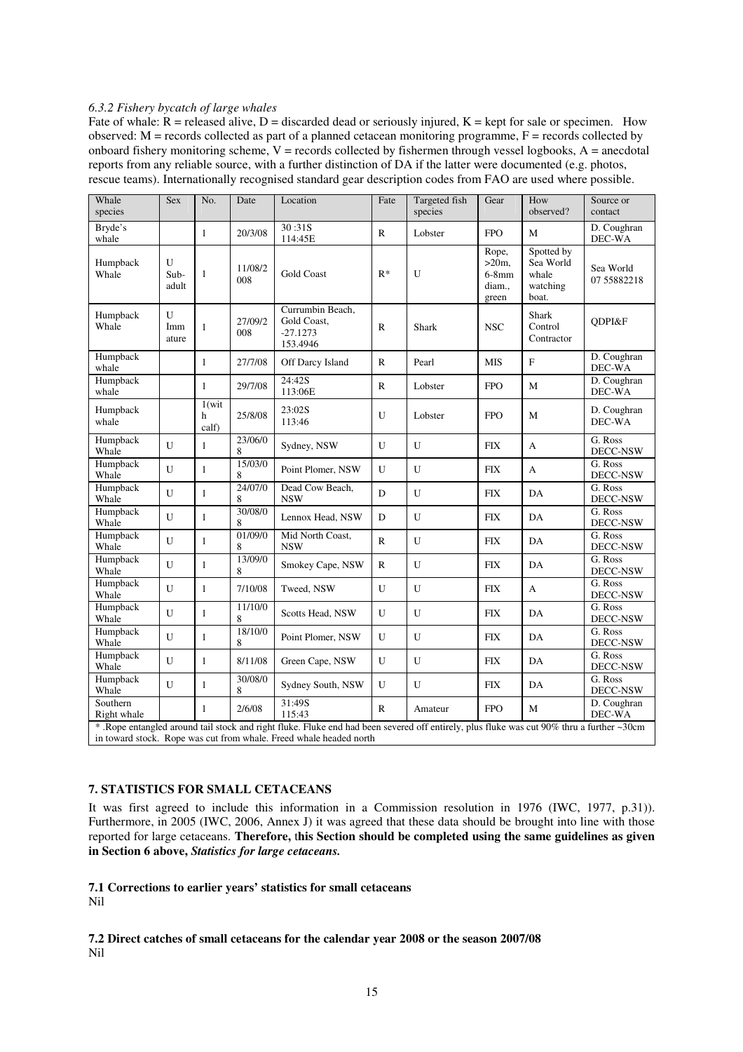*6.3.2 Fishery bycatch of large whales*

Fate of whale: R = released alive, D = discarded dead or seriously injured, K = kept for sale or specimen. How observed: M = records collected as part of a planned cetacean monitoring programme, F = records collected by onboard fishery monitoring scheme, V = records collected by fishermen through vessel logbooks, A = anecdotal reports from any reliable source, with a further distinction of DA if the latter were documented (e.g. photos, rescue teams). Internationally recognised standard gear description codes from FAO are used where possible.

| Whale species | Sex | No. | Date | Location | Fate | Targeted fish species | Gear | How observed? | Source or contact |
|---|---|---|---|---|---|---|---|---|---|
| Bryde's whale | | 1 | 20/3/08 | 30 :31S 114:45E | R | Lobster | FPO | M | D. Coughran DEC-WA |
| Humpback Whale | U Sub-adult | 1 | 11/08/2008 | Gold Coast | R* | U | Rope, >20m, 6-8mm diam., green | Spotted by Sea World whale watching boat. | Sea World 07 55882218 |
| Humpback Whale | U Immature | 1 | 27/09/2008 | Currumbin Beach, Gold Coast, -27.1273 153.4946 | R | Shark | NSC | Shark Control Contractor | QDPI&F |
| Humpback whale | | 1 | 27/7/08 | Off Darcy Island | R | Pearl | MIS | F | D. Coughran DEC-WA |
| Humpback whale | | 1 | 29/7/08 | 24:42S 113:06E | R | Lobster | FPO | M | D. Coughran DEC-WA |
| Humpback whale | | 1(with calf) | 25/8/08 | 23:02S 113:46 | U | Lobster | FPO | M | D. Coughran DEC-WA |
| Humpback Whale | U | 1 | 23/06/08 | Sydney, NSW | U | U | FIX | A | G. Ross DECC-NSW |
| Humpback Whale | U | 1 | 15/03/08 | Point Plomer, NSW | U | U | FIX | A | G. Ross DECC-NSW |
| Humpback Whale | U | 1 | 24/07/08 | Dead Cow Beach, NSW | D | U | FIX | DA | G. Ross DECC-NSW |
| Humpback Whale | U | 1 | 30/08/08 | Lennox Head, NSW | D | U | FIX | DA | G. Ross DECC-NSW |
| Humpback Whale | U | 1 | 01/09/08 | Mid North Coast, NSW | R | U | FIX | DA | G. Ross DECC-NSW |
| Humpback Whale | U | 1 | 13/09/08 | Smokey Cape, NSW | R | U | FIX | DA | G. Ross DECC-NSW |
| Humpback Whale | U | 1 | 7/10/08 | Tweed, NSW | U | U | FIX | A | G. Ross DECC-NSW |
| Humpback Whale | U | 1 | 11/10/08 | Scotts Head, NSW | U | U | FIX | DA | G. Ross DECC-NSW |
| Humpback Whale | U | 1 | 18/10/08 | Point Plomer, NSW | U | U | FIX | DA | G. Ross DECC-NSW |
| Humpback Whale | U | 1 | 8/11/08 | Green Cape, NSW | U | U | FIX | DA | G. Ross DECC-NSW |
| Humpback Whale | U | 1 | 30/08/08 | Sydney South, NSW | U | U | FIX | DA | G. Ross DECC-NSW |
| Southern Right whale | | 1 | 2/6/08 | 31:49S 115:43 | R | Amateur | FPO | M | D. Coughran DEC-WA |

\* .Rope entangled around tail stock and right fluke. Fluke end had been severed off entirely, plus fluke was cut 90% thru a further ~30cm in toward stock. Rope was cut from whale. Freed whale headed north

## 7. STATISTICS FOR SMALL CETACEANS

It was first agreed to include this information in a Commission resolution in 1976 (IWC, 1977, p.31)). Furthermore, in 2005 (IWC, 2006, Annex J) it was agreed that these data should be brought into line with those reported for large cetaceans. **Therefore, this Section should be completed using the same guidelines as given in Section 6 above, *Statistics for large cetaceans.***

### 7.1 Corrections to earlier years' statistics for small cetaceans

Nil

### 7.2 Direct catches of small cetaceans for the calendar year 2008 or the season 2007/08

Nil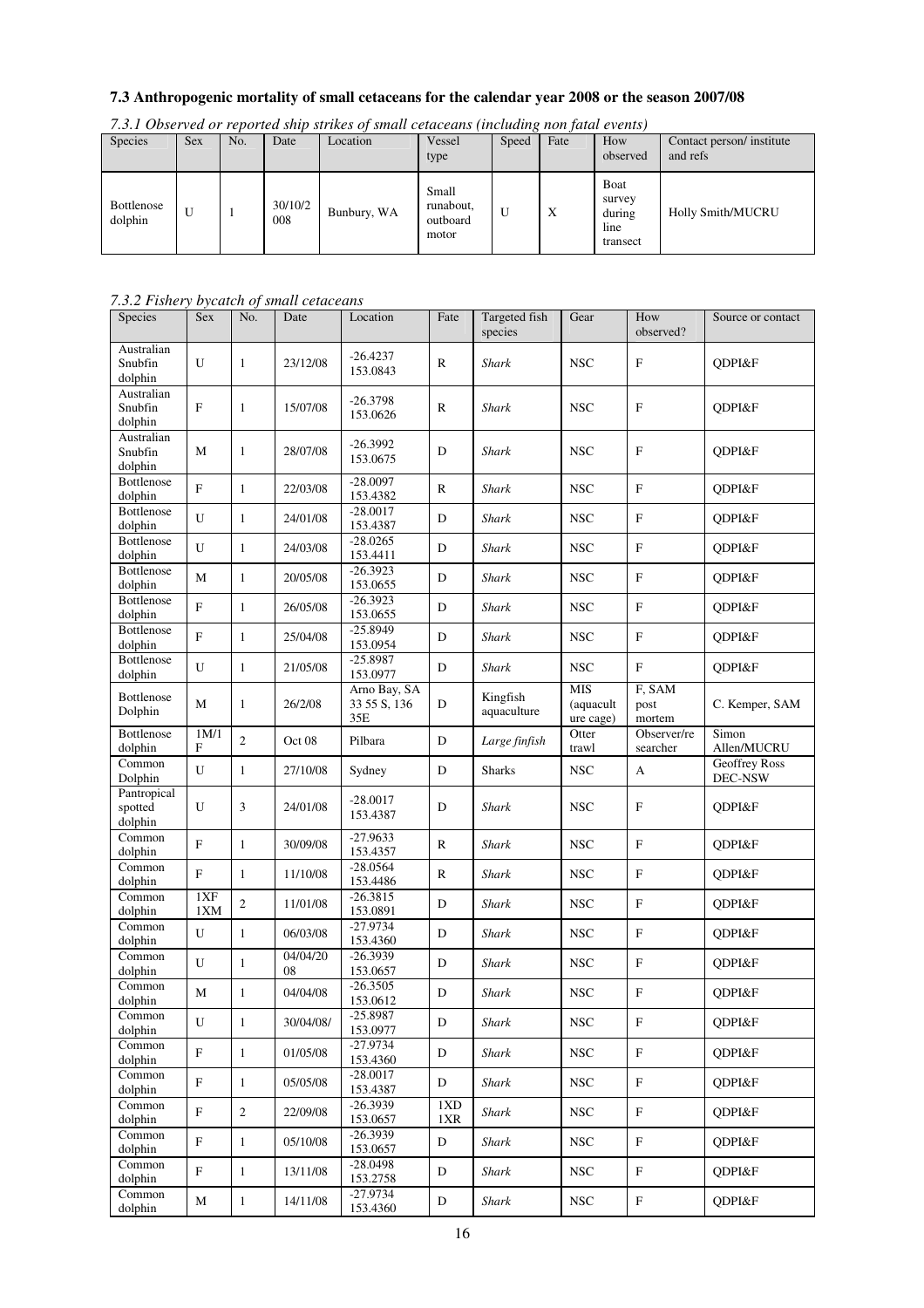### 7.3 Anthropogenic mortality of small cetaceans for the calendar year 2008 or the season 2007/08

*7.3.1 Observed or reported ship strikes of small cetaceans (including non fatal events)*

| Species | Sex | No. | Date | Location | Vessel type | Speed | Fate | How observed | Contact person/ institute and refs |
|---|---|---|---|---|---|---|---|---|---|
| Bottlenose dolphin | U | 1 | 30/10/2008 | Bunbury, WA | Small runabout, outboard motor | U | X | Boat survey during line transect | Holly Smith/MUCRU |

*7.3.2 Fishery bycatch of small cetaceans*

| Species | Sex | No. | Date | Location | Fate | Targeted fish species | Gear | How observed? | Source or contact |
|---|---|---|---|---|---|---|---|---|---|
| Australian Snubfin dolphin | U | 1 | 23/12/08 | -26.4237 153.0843 | R | *Shark* | NSC | F | QDPI&F |
| Australian Snubfin dolphin | F | 1 | 15/07/08 | -26.3798 153.0626 | R | *Shark* | NSC | F | QDPI&F |
| Australian Snubfin dolphin | M | 1 | 28/07/08 | -26.3992 153.0675 | D | *Shark* | NSC | F | QDPI&F |
| Bottlenose dolphin | F | 1 | 22/03/08 | -28.0097 153.4382 | R | *Shark* | NSC | F | QDPI&F |
| Bottlenose dolphin | U | 1 | 24/01/08 | -28.0017 153.4387 | D | *Shark* | NSC | F | QDPI&F |
| Bottlenose dolphin | U | 1 | 24/03/08 | -28.0265 153.4411 | D | *Shark* | NSC | F | QDPI&F |
| Bottlenose dolphin | M | 1 | 20/05/08 | -26.3923 153.0655 | D | *Shark* | NSC | F | QDPI&F |
| Bottlenose dolphin | F | 1 | 26/05/08 | -26.3923 153.0655 | D | *Shark* | NSC | F | QDPI&F |
| Bottlenose dolphin | F | 1 | 25/04/08 | -25.8949 153.0954 | D | *Shark* | NSC | F | QDPI&F |
| Bottlenose dolphin | U | 1 | 21/05/08 | -25.8987 153.0977 | D | *Shark* | NSC | F | QDPI&F |
| Bottlenose Dolphin | M | 1 | 26/2/08 | Arno Bay, SA 33 55 S, 136 35E | D | Kingfish aquaculture | MIS (aquaculture cage) | F, SAM post mortem | C. Kemper, SAM |
| Bottlenose dolphin | 1M/1F | 2 | Oct 08 | Pilbara | D | *Large finfish* | Otter trawl | Observer/researcher | Simon Allen/MUCRU |
| Common Dolphin | U | 1 | 27/10/08 | Sydney | D | Sharks | NSC | A | Geoffrey Ross DEC-NSW |
| Pantropical spotted dolphin | U | 3 | 24/01/08 | -28.0017 153.4387 | D | *Shark* | NSC | F | QDPI&F |
| Common dolphin | F | 1 | 30/09/08 | -27.9633 153.4357 | R | *Shark* | NSC | F | QDPI&F |
| Common dolphin | F | 1 | 11/10/08 | -28.0564 153.4486 | R | *Shark* | NSC | F | QDPI&F |
| Common dolphin | 1XF 1XM | 2 | 11/01/08 | -26.3815 153.0891 | D | *Shark* | NSC | F | QDPI&F |
| Common dolphin | U | 1 | 06/03/08 | -27.9734 153.4360 | D | *Shark* | NSC | F | QDPI&F |
| Common dolphin | U | 1 | 04/04/2008 | -26.3939 153.0657 | D | *Shark* | NSC | F | QDPI&F |
| Common dolphin | M | 1 | 04/04/08 | -26.3505 153.0612 | D | *Shark* | NSC | F | QDPI&F |
| Common dolphin | U | 1 | 30/04/08/ | -25.8987 153.0977 | D | *Shark* | NSC | F | QDPI&F |
| Common dolphin | F | 1 | 01/05/08 | -27.9734 153.4360 | D | *Shark* | NSC | F | QDPI&F |
| Common dolphin | F | 1 | 05/05/08 | -28.0017 153.4387 | D | *Shark* | NSC | F | QDPI&F |
| Common dolphin | F | 2 | 22/09/08 | -26.3939 153.0657 | 1XD 1XR | *Shark* | NSC | F | QDPI&F |
| Common dolphin | F | 1 | 05/10/08 | -26.3939 153.0657 | D | *Shark* | NSC | F | QDPI&F |
| Common dolphin | F | 1 | 13/11/08 | -28.0498 153.2758 | D | *Shark* | NSC | F | QDPI&F |
| Common dolphin | M | 1 | 14/11/08 | -27.9734 153.4360 | D | *Shark* | NSC | F | QDPI&F |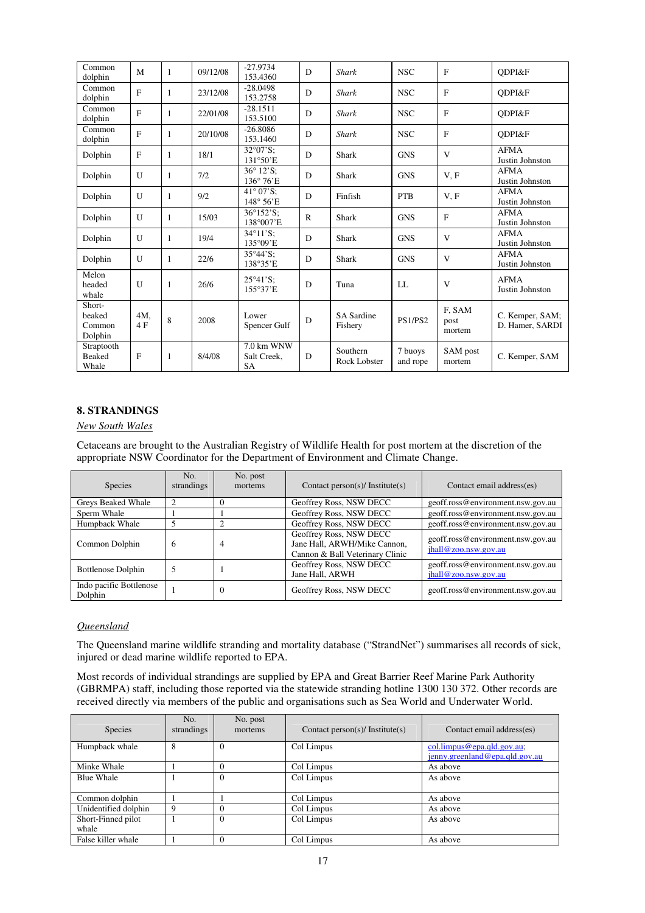| Common dolphin | M | 1 | 09/12/08 | -27.9734 153.4360 | D | *Shark* | NSC | F | QDPI&F |
|---|---|---|---|---|---|---|---|---|---|
| Common dolphin | F | 1 | 23/12/08 | -28.0498 153.2758 | D | *Shark* | NSC | F | QDPI&F |
| Common dolphin | F | 1 | 22/01/08 | -28.1511 153.5100 | D | *Shark* | NSC | F | QDPI&F |
| Common dolphin | F | 1 | 20/10/08 | -26.8086 153.1460 | D | *Shark* | NSC | F | QDPI&F |
| Dolphin | F | 1 | 18/1 | 32°07'S; 131°50'E | D | Shark | GNS | V | AFMA Justin Johnston |
| Dolphin | U | 1 | 7/2 | 36° 12'S; 136° 76'E | D | Shark | GNS | V, F | AFMA Justin Johnston |
| Dolphin | U | 1 | 9/2 | 41° 07'S; 148° 56'E | D | Finfish | PTB | V, F | AFMA Justin Johnston |
| Dolphin | U | 1 | 15/03 | 36°152'S; 138°007'E | R | Shark | GNS | F | AFMA Justin Johnston |
| Dolphin | U | 1 | 19/4 | 34°11'S; 135°09'E | D | Shark | GNS | V | AFMA Justin Johnston |
| Dolphin | U | 1 | 22/6 | 35°44'S; 138°35'E | D | Shark | GNS | V | AFMA Justin Johnston |
| Melon headed whale | U | 1 | 26/6 | 25°41'S; 155°37'E | D | Tuna | LL | V | AFMA Justin Johnston |
| Short-beaked Common Dolphin | 4M, 4 F | 8 | 2008 | Lower Spencer Gulf | D | SA Sardine Fishery | PS1/PS2 | F, SAM post mortem | C. Kemper, SAM; D. Hamer, SARDI |
| Straptooth Beaked Whale | F | 1 | 8/4/08 | 7.0 km WNW Salt Creek, SA | D | Southern Rock Lobster | 7 buoys and rope | SAM post mortem | C. Kemper, SAM |

## 8. STRANDINGS

*New South Wales*

Cetaceans are brought to the Australian Registry of Wildlife Health for post mortem at the discretion of the appropriate NSW Coordinator for the Department of Environment and Climate Change.

| Species | No. strandings | No. post mortems | Contact person(s)/ Institute(s) | Contact email address(es) |
|---|---|---|---|---|
| Greys Beaked Whale | 2 | 0 | Geoffrey Ross, NSW DECC | geoff.ross@environment.nsw.gov.au |
| Sperm Whale | 1 | 1 | Geoffrey Ross, NSW DECC | geoff.ross@environment.nsw.gov.au |
| Humpback Whale | 5 | 2 | Geoffrey Ross, NSW DECC | geoff.ross@environment.nsw.gov.au |
| Common Dolphin | 6 | 4 | Geoffrey Ross, NSW DECC Jane Hall, ARWH/Mike Cannon, Cannon & Ball Veterinary Clinic | geoff.ross@environment.nsw.gov.au jhall@zoo.nsw.gov.au |
| Bottlenose Dolphin | 5 | 1 | Geoffrey Ross, NSW DECC Jane Hall, ARWH | geoff.ross@environment.nsw.gov.au jhall@zoo.nsw.gov.au |
| Indo pacific Bottlenose Dolphin | 1 | 0 | Geoffrey Ross, NSW DECC | geoff.ross@environment.nsw.gov.au |

*Queensland*

The Queensland marine wildlife stranding and mortality database ("StrandNet") summarises all records of sick, injured or dead marine wildlife reported to EPA.

Most records of individual strandings are supplied by EPA and Great Barrier Reef Marine Park Authority (GBRMPA) staff, including those reported via the statewide stranding hotline 1300 130 372. Other records are received directly via members of the public and organisations such as Sea World and Underwater World.

| Species | No. strandings | No. post mortems | Contact person(s)/ Institute(s) | Contact email address(es) |
|---|---|---|---|---|
| Humpback whale | 8 | 0 | Col Limpus | col.limpus@epa.qld.gov.au; jenny.greenland@epa.qld.gov.au |
| Minke Whale | 1 | 0 | Col Limpus | As above |
| Blue Whale | 1 | 0 | Col Limpus | As above |
| Common dolphin | 1 | 1 | Col Limpus | As above |
| Unidentified dolphin | 9 | 0 | Col Limpus | As above |
| Short-Finned pilot whale | 1 | 0 | Col Limpus | As above |
| False killer whale | 1 | 0 | Col Limpus | As above |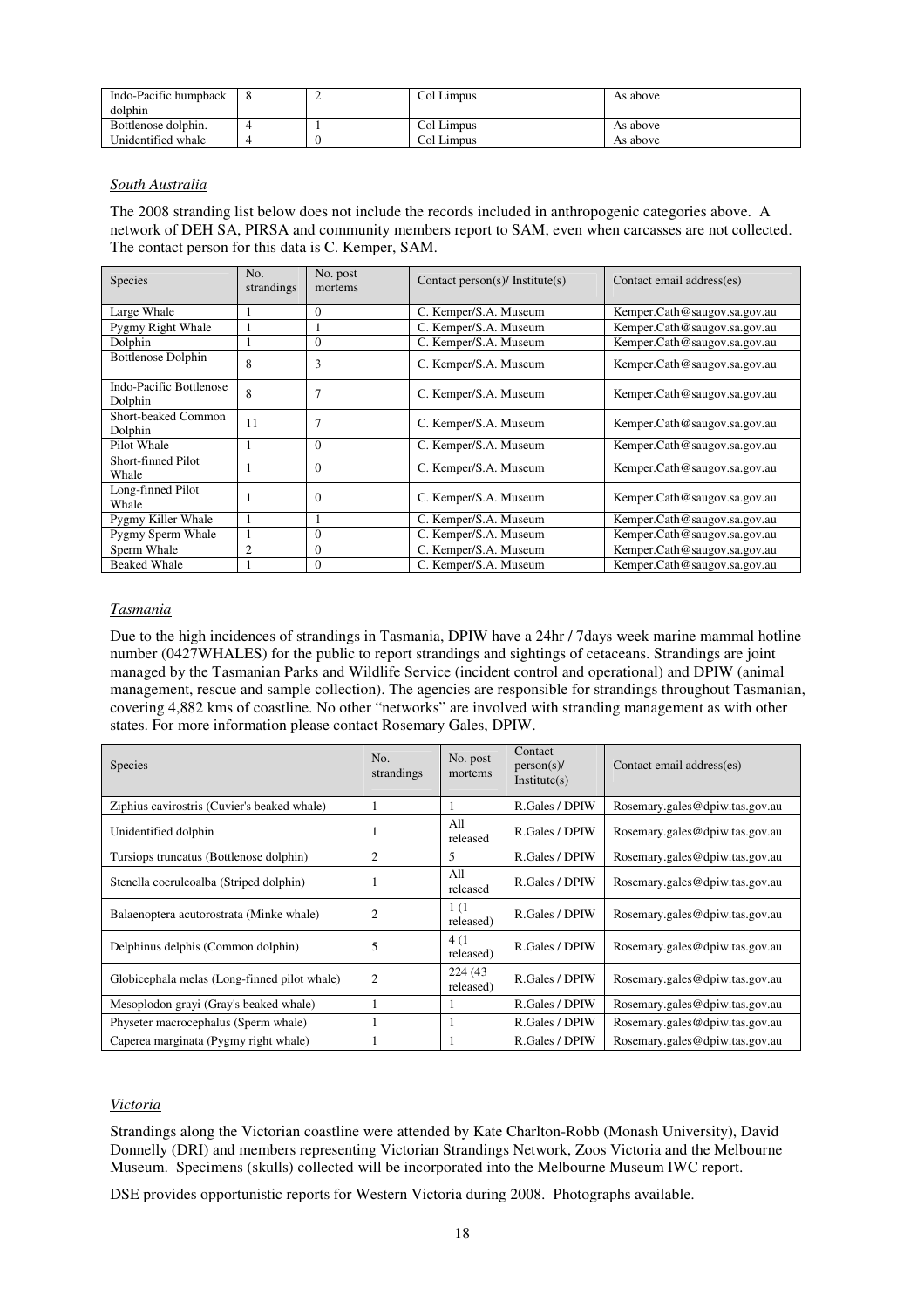| Indo-Pacific humpback dolphin | 8 | 2 | Col Limpus | As above |
|---|---|---|---|---|
| Bottlenose dolphin. | 4 | 1 | Col Limpus | As above |
| Unidentified whale | 4 | 0 | Col Limpus | As above |

*South Australia*

The 2008 stranding list below does not include the records included in anthropogenic categories above. A network of DEH SA, PIRSA and community members report to SAM, even when carcasses are not collected. The contact person for this data is C. Kemper, SAM.

| Species | No. strandings | No. post mortems | Contact person(s)/ Institute(s) | Contact email address(es) |
|---|---|---|---|---|
| Large Whale | 1 | 0 | C. Kemper/S.A. Museum | Kemper.Cath@saugov.sa.gov.au |
| Pygmy Right Whale | 1 | 1 | C. Kemper/S.A. Museum | Kemper.Cath@saugov.sa.gov.au |
| Dolphin | 1 | 0 | C. Kemper/S.A. Museum | Kemper.Cath@saugov.sa.gov.au |
| Bottlenose Dolphin | 8 | 3 | C. Kemper/S.A. Museum | Kemper.Cath@saugov.sa.gov.au |
| Indo-Pacific Bottlenose Dolphin | 8 | 7 | C. Kemper/S.A. Museum | Kemper.Cath@saugov.sa.gov.au |
| Short-beaked Common Dolphin | 11 | 7 | C. Kemper/S.A. Museum | Kemper.Cath@saugov.sa.gov.au |
| Pilot Whale | 1 | 0 | C. Kemper/S.A. Museum | Kemper.Cath@saugov.sa.gov.au |
| Short-finned Pilot Whale | 1 | 0 | C. Kemper/S.A. Museum | Kemper.Cath@saugov.sa.gov.au |
| Long-finned Pilot Whale | 1 | 0 | C. Kemper/S.A. Museum | Kemper.Cath@saugov.sa.gov.au |
| Pygmy Killer Whale | 1 | 1 | C. Kemper/S.A. Museum | Kemper.Cath@saugov.sa.gov.au |
| Pygmy Sperm Whale | 1 | 0 | C. Kemper/S.A. Museum | Kemper.Cath@saugov.sa.gov.au |
| Sperm Whale | 2 | 0 | C. Kemper/S.A. Museum | Kemper.Cath@saugov.sa.gov.au |
| Beaked Whale | 1 | 0 | C. Kemper/S.A. Museum | Kemper.Cath@saugov.sa.gov.au |

*Tasmania*

Due to the high incidences of strandings in Tasmania, DPIW have a 24hr / 7days week marine mammal hotline number (0427WHALES) for the public to report strandings and sightings of cetaceans. Strandings are joint managed by the Tasmanian Parks and Wildlife Service (incident control and operational) and DPIW (animal management, rescue and sample collection). The agencies are responsible for strandings throughout Tasmanian, covering 4,882 kms of coastline. No other "networks" are involved with stranding management as with other states. For more information please contact Rosemary Gales, DPIW.

| Species | No. strandings | No. post mortems | Contact person(s)/ Institute(s) | Contact email address(es) |
|---|---|---|---|---|
| Ziphius cavirostris (Cuvier's beaked whale) | 1 | 1 | R.Gales / DPIW | Rosemary.gales@dpiw.tas.gov.au |
| Unidentified dolphin | 1 | All released | R.Gales / DPIW | Rosemary.gales@dpiw.tas.gov.au |
| Tursiops truncatus (Bottlenose dolphin) | 2 | 5 | R.Gales / DPIW | Rosemary.gales@dpiw.tas.gov.au |
| Stenella coeruleoalba (Striped dolphin) | 1 | All released | R.Gales / DPIW | Rosemary.gales@dpiw.tas.gov.au |
| Balaenoptera acutorostrata (Minke whale) | 2 | 1 (1 released) | R.Gales / DPIW | Rosemary.gales@dpiw.tas.gov.au |
| Delphinus delphis (Common dolphin) | 5 | 4 (1 released) | R.Gales / DPIW | Rosemary.gales@dpiw.tas.gov.au |
| Globicephala melas (Long-finned pilot whale) | 2 | 224 (43 released) | R.Gales / DPIW | Rosemary.gales@dpiw.tas.gov.au |
| Mesoplodon grayi (Gray's beaked whale) | 1 | 1 | R.Gales / DPIW | Rosemary.gales@dpiw.tas.gov.au |
| Physeter macrocephalus (Sperm whale) | 1 | 1 | R.Gales / DPIW | Rosemary.gales@dpiw.tas.gov.au |
| Caperea marginata (Pygmy right whale) | 1 | 1 | R.Gales / DPIW | Rosemary.gales@dpiw.tas.gov.au |

*Victoria*

Strandings along the Victorian coastline were attended by Kate Charlton-Robb (Monash University), David Donnelly (DRI) and members representing Victorian Strandings Network, Zoos Victoria and the Melbourne Museum. Specimens (skulls) collected will be incorporated into the Melbourne Museum IWC report.

DSE provides opportunistic reports for Western Victoria during 2008. Photographs available.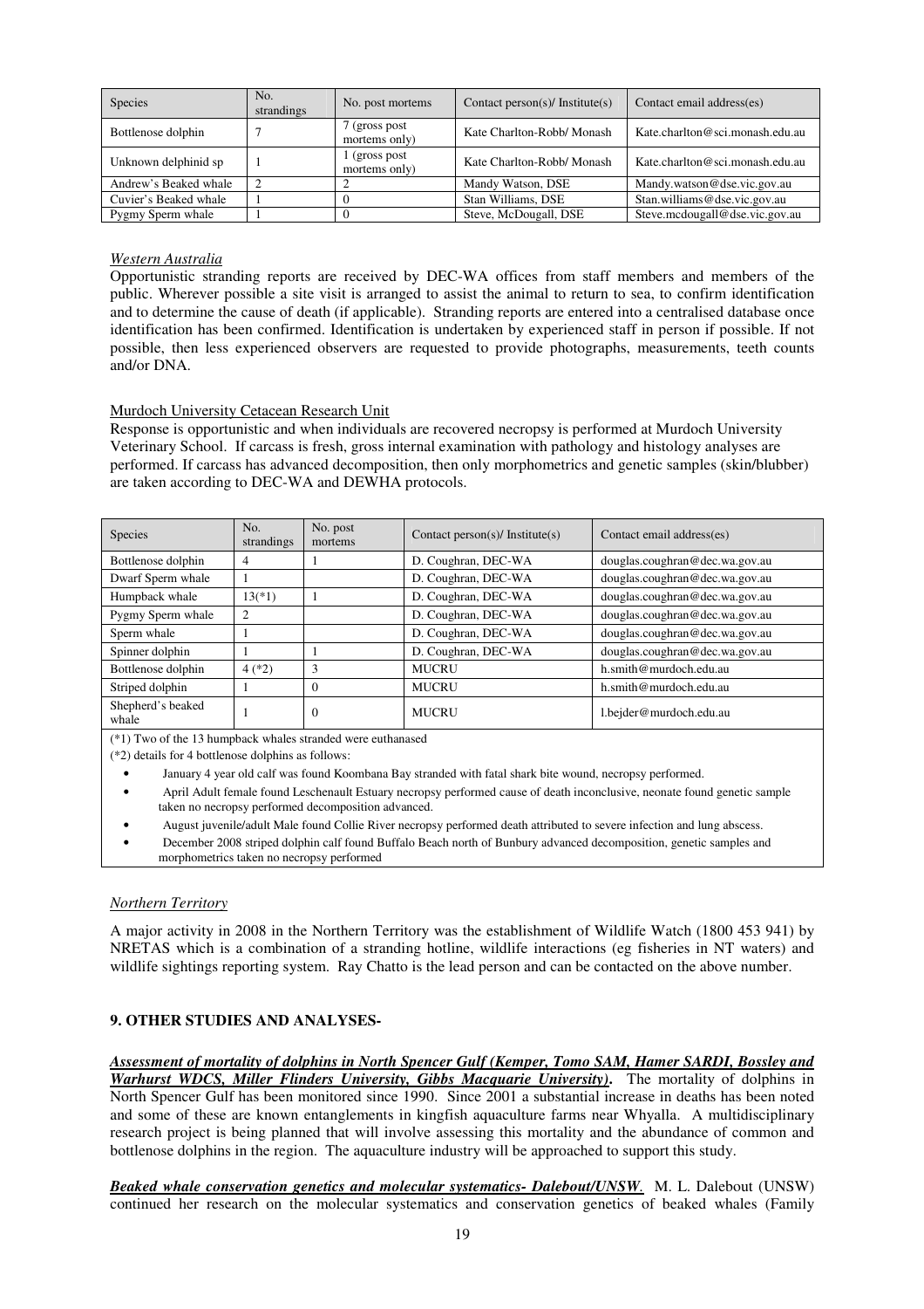| Species | No. strandings | No. post mortems | Contact person(s)/ Institute(s) | Contact email address(es) |
|---|---|---|---|---|
| Bottlenose dolphin | 7 | 7 (gross post mortems only) | Kate Charlton-Robb/ Monash | Kate.charlton@sci.monash.edu.au |
| Unknown delphinid sp | 1 | 1 (gross post mortems only) | Kate Charlton-Robb/ Monash | Kate.charlton@sci.monash.edu.au |
| Andrew's Beaked whale | 2 | 2 | Mandy Watson, DSE | Mandy.watson@dse.vic.gov.au |
| Cuvier's Beaked whale | 1 | 0 | Stan Williams, DSE | Stan.williams@dse.vic.gov.au |
| Pygmy Sperm whale | 1 | 0 | Steve, McDougall, DSE | Steve.mcdougall@dse.vic.gov.au |

*Western Australia*

Opportunistic stranding reports are received by DEC-WA offices from staff members and members of the public. Wherever possible a site visit is arranged to assist the animal to return to sea, to confirm identification and to determine the cause of death (if applicable). Stranding reports are entered into a centralised database once identification has been confirmed. Identification is undertaken by experienced staff in person if possible. If not possible, then less experienced observers are requested to provide photographs, measurements, teeth counts and/or DNA.

Murdoch University Cetacean Research Unit

Response is opportunistic and when individuals are recovered necropsy is performed at Murdoch University Veterinary School. If carcass is fresh, gross internal examination with pathology and histology analyses are performed. If carcass has advanced decomposition, then only morphometrics and genetic samples (skin/blubber) are taken according to DEC-WA and DEWHA protocols.

| Species | No. strandings | No. post mortems | Contact person(s)/ Institute(s) | Contact email address(es) |
|---|---|---|---|---|
| Bottlenose dolphin | 4 | 1 | D. Coughran, DEC-WA | douglas.coughran@dec.wa.gov.au |
| Dwarf Sperm whale | 1 | | D. Coughran, DEC-WA | douglas.coughran@dec.wa.gov.au |
| Humpback whale | 13(*1) | 1 | D. Coughran, DEC-WA | douglas.coughran@dec.wa.gov.au |
| Pygmy Sperm whale | 2 | | D. Coughran, DEC-WA | douglas.coughran@dec.wa.gov.au |
| Sperm whale | 1 | | D. Coughran, DEC-WA | douglas.coughran@dec.wa.gov.au |
| Spinner dolphin | 1 | 1 | D. Coughran, DEC-WA | douglas.coughran@dec.wa.gov.au |
| Bottlenose dolphin | 4 (*2) | 3 | MUCRU | h.smith@murdoch.edu.au |
| Striped dolphin | 1 | 0 | MUCRU | h.smith@murdoch.edu.au |
| Shepherd's beaked whale | 1 | 0 | MUCRU | l.bejder@murdoch.edu.au |

(*1) Two of the 13 humpback whales stranded were euthanased

(*2) details for 4 bottlenose dolphins as follows:

- January 4 year old calf was found Koombana Bay stranded with fatal shark bite wound, necropsy performed.
- April Adult female found Leschenault Estuary necropsy performed cause of death inconclusive, neonate found genetic sample taken no necropsy performed decomposition advanced.
- August juvenile/adult Male found Collie River necropsy performed death attributed to severe infection and lung abscess.
- December 2008 striped dolphin calf found Buffalo Beach north of Bunbury advanced decomposition, genetic samples and morphometrics taken no necropsy performed

*Northern Territory*

A major activity in 2008 in the Northern Territory was the establishment of Wildlife Watch (1800 453 941) by NRETAS which is a combination of a stranding hotline, wildlife interactions (eg fisheries in NT waters) and wildlife sightings reporting system. Ray Chatto is the lead person and can be contacted on the above number.

## 9. OTHER STUDIES AND ANALYSES-

***Assessment of mortality of dolphins in North Spencer Gulf (Kemper, Tomo SAM, Hamer SARDI, Bossley and Warhurst WDCS, Miller Flinders University, Gibbs Macquarie University).*** The mortality of dolphins in North Spencer Gulf has been monitored since 1990. Since 2001 a substantial increase in deaths has been noted and some of these are known entanglements in kingfish aquaculture farms near Whyalla. A multidisciplinary research project is being planned that will involve assessing this mortality and the abundance of common and bottlenose dolphins in the region. The aquaculture industry will be approached to support this study.

***Beaked whale conservation genetics and molecular systematics- Dalebout/UNSW***. M. L. Dalebout (UNSW) continued her research on the molecular systematics and conservation genetics of beaked whales (Family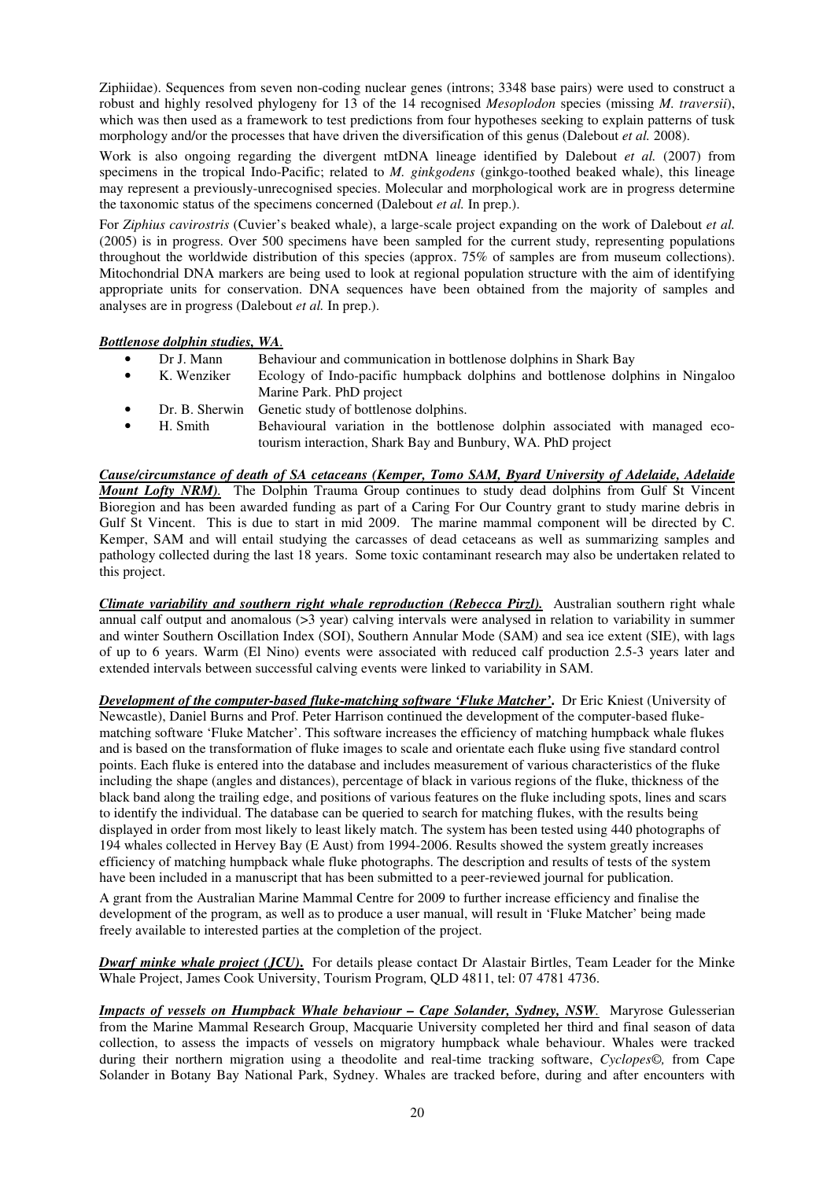Ziphiidae). Sequences from seven non-coding nuclear genes (introns; 3348 base pairs) were used to construct a robust and highly resolved phylogeny for 13 of the 14 recognised *Mesoplodon* species (missing *M. traversii*), which was then used as a framework to test predictions from four hypotheses seeking to explain patterns of tusk morphology and/or the processes that have driven the diversification of this genus (Dalebout *et al.* 2008).

Work is also ongoing regarding the divergent mtDNA lineage identified by Dalebout *et al.* (2007) from specimens in the tropical Indo-Pacific; related to *M. ginkgodens* (ginkgo-toothed beaked whale), this lineage may represent a previously-unrecognised species. Molecular and morphological work are in progress determine the taxonomic status of the specimens concerned (Dalebout *et al.* In prep.).

For *Ziphius cavirostris* (Cuvier's beaked whale), a large-scale project expanding on the work of Dalebout *et al.* (2005) is in progress. Over 500 specimens have been sampled for the current study, representing populations throughout the worldwide distribution of this species (approx. 75% of samples are from museum collections). Mitochondrial DNA markers are being used to look at regional population structure with the aim of identifying appropriate units for conservation. DNA sequences have been obtained from the majority of samples and analyses are in progress (Dalebout *et al.* In prep.).

***Bottlenose dolphin studies, WA.***

- Dr J. Mann — Behaviour and communication in bottlenose dolphins in Shark Bay
- K. Wenziker — Ecology of Indo-pacific humpback dolphins and bottlenose dolphins in Ningaloo Marine Park. PhD project
- Dr. B. Sherwin — Genetic study of bottlenose dolphins.
- H. Smith — Behavioural variation in the bottlenose dolphin associated with managed eco-tourism interaction, Shark Bay and Bunbury, WA. PhD project

***Cause/circumstance of death of SA cetaceans (Kemper, Tomo SAM, Byard University of Adelaide, Adelaide Mount Lofty NRM).*** The Dolphin Trauma Group continues to study dead dolphins from Gulf St Vincent Bioregion and has been awarded funding as part of a Caring For Our Country grant to study marine debris in Gulf St Vincent. This is due to start in mid 2009. The marine mammal component will be directed by C. Kemper, SAM and will entail studying the carcasses of dead cetaceans as well as summarizing samples and pathology collected during the last 18 years. Some toxic contaminant research may also be undertaken related to this project.

***Climate variability and southern right whale reproduction (Rebecca Pirzl).*** Australian southern right whale annual calf output and anomalous (>3 year) calving intervals were analysed in relation to variability in summer and winter Southern Oscillation Index (SOI), Southern Annular Mode (SAM) and sea ice extent (SIE), with lags of up to 6 years. Warm (El Nino) events were associated with reduced calf production 2.5-3 years later and extended intervals between successful calving events were linked to variability in SAM.

***Development of the computer-based fluke-matching software 'Fluke Matcher'.*** Dr Eric Kniest (University of Newcastle), Daniel Burns and Prof. Peter Harrison continued the development of the computer-based fluke-matching software 'Fluke Matcher'. This software increases the efficiency of matching humpback whale flukes and is based on the transformation of fluke images to scale and orientate each fluke using five standard control points. Each fluke is entered into the database and includes measurement of various characteristics of the fluke including the shape (angles and distances), percentage of black in various regions of the fluke, thickness of the black band along the trailing edge, and positions of various features on the fluke including spots, lines and scars to identify the individual. The database can be queried to search for matching flukes, with the results being displayed in order from most likely to least likely match. The system has been tested using 440 photographs of 194 whales collected in Hervey Bay (E Aust) from 1994-2006. Results showed the system greatly increases efficiency of matching humpback whale fluke photographs. The description and results of tests of the system have been included in a manuscript that has been submitted to a peer-reviewed journal for publication.

A grant from the Australian Marine Mammal Centre for 2009 to further increase efficiency and finalise the development of the program, as well as to produce a user manual, will result in 'Fluke Matcher' being made freely available to interested parties at the completion of the project.

***Dwarf minke whale project (JCU).*** For details please contact Dr Alastair Birtles, Team Leader for the Minke Whale Project, James Cook University, Tourism Program, QLD 4811, tel: 07 4781 4736.

***Impacts of vessels on Humpback Whale behaviour – Cape Solander, Sydney, NSW.*** Maryrose Gulesserian from the Marine Mammal Research Group, Macquarie University completed her third and final season of data collection, to assess the impacts of vessels on migratory humpback whale behaviour. Whales were tracked during their northern migration using a theodolite and real-time tracking software, *Cyclopes©,* from Cape Solander in Botany Bay National Park, Sydney. Whales are tracked before, during and after encounters with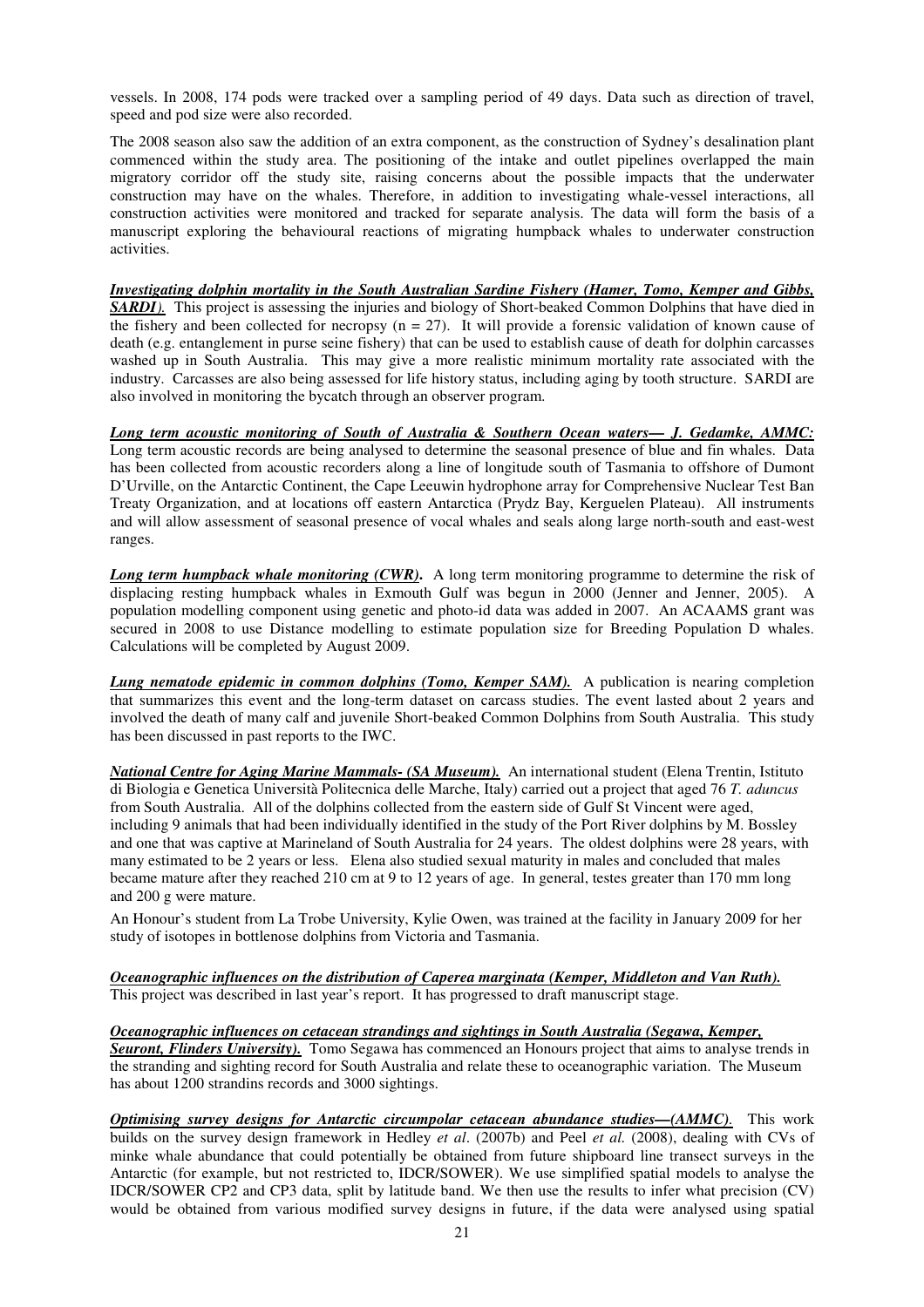vessels. In 2008, 174 pods were tracked over a sampling period of 49 days. Data such as direction of travel, speed and pod size were also recorded.

The 2008 season also saw the addition of an extra component, as the construction of Sydney's desalination plant commenced within the study area. The positioning of the intake and outlet pipelines overlapped the main migratory corridor off the study site, raising concerns about the possible impacts that the underwater construction may have on the whales. Therefore, in addition to investigating whale-vessel interactions, all construction activities were monitored and tracked for separate analysis. The data will form the basis of a manuscript exploring the behavioural reactions of migrating humpback whales to underwater construction activities.

***Investigating dolphin mortality in the South Australian Sardine Fishery (Hamer, Tomo, Kemper and Gibbs, SARDI).*** This project is assessing the injuries and biology of Short-beaked Common Dolphins that have died in the fishery and been collected for necropsy (n = 27). It will provide a forensic validation of known cause of death (e.g. entanglement in purse seine fishery) that can be used to establish cause of death for dolphin carcasses washed up in South Australia. This may give a more realistic minimum mortality rate associated with the industry. Carcasses are also being assessed for life history status, including aging by tooth structure. SARDI are also involved in monitoring the bycatch through an observer program.

***Long term acoustic monitoring of South of Australia & Southern Ocean waters— J. Gedamke, AMMC:*** Long term acoustic records are being analysed to determine the seasonal presence of blue and fin whales. Data has been collected from acoustic recorders along a line of longitude south of Tasmania to offshore of Dumont D'Urville, on the Antarctic Continent, the Cape Leeuwin hydrophone array for Comprehensive Nuclear Test Ban Treaty Organization, and at locations off eastern Antarctica (Prydz Bay, Kerguelen Plateau). All instruments and will allow assessment of seasonal presence of vocal whales and seals along large north-south and east-west ranges.

***Long term humpback whale monitoring (CWR).*** A long term monitoring programme to determine the risk of displacing resting humpback whales in Exmouth Gulf was begun in 2000 (Jenner and Jenner, 2005). A population modelling component using genetic and photo-id data was added in 2007. An ACAAMS grant was secured in 2008 to use Distance modelling to estimate population size for Breeding Population D whales. Calculations will be completed by August 2009.

***Lung nematode epidemic in common dolphins (Tomo, Kemper SAM).*** A publication is nearing completion that summarizes this event and the long-term dataset on carcass studies. The event lasted about 2 years and involved the death of many calf and juvenile Short-beaked Common Dolphins from South Australia. This study has been discussed in past reports to the IWC.

***National Centre for Aging Marine Mammals- (SA Museum).*** An international student (Elena Trentin, Istituto di Biologia e Genetica Università Politecnica delle Marche, Italy) carried out a project that aged 76 *T. aduncus* from South Australia. All of the dolphins collected from the eastern side of Gulf St Vincent were aged, including 9 animals that had been individually identified in the study of the Port River dolphins by M. Bossley and one that was captive at Marineland of South Australia for 24 years. The oldest dolphins were 28 years, with many estimated to be 2 years or less. Elena also studied sexual maturity in males and concluded that males became mature after they reached 210 cm at 9 to 12 years of age. In general, testes greater than 170 mm long and 200 g were mature.

An Honour's student from La Trobe University, Kylie Owen, was trained at the facility in January 2009 for her study of isotopes in bottlenose dolphins from Victoria and Tasmania.

***Oceanographic influences on the distribution of Caperea marginata (Kemper, Middleton and Van Ruth).*** This project was described in last year's report. It has progressed to draft manuscript stage.

***Oceanographic influences on cetacean strandings and sightings in South Australia (Segawa, Kemper, Seuront, Flinders University).*** Tomo Segawa has commenced an Honours project that aims to analyse trends in the stranding and sighting record for South Australia and relate these to oceanographic variation. The Museum has about 1200 strandins records and 3000 sightings.

***Optimising survey designs for Antarctic circumpolar cetacean abundance studies—(AMMC).*** This work builds on the survey design framework in Hedley *et al*. (2007b) and Peel *et al.* (2008), dealing with CVs of minke whale abundance that could potentially be obtained from future shipboard line transect surveys in the Antarctic (for example, but not restricted to, IDCR/SOWER). We use simplified spatial models to analyse the IDCR/SOWER CP2 and CP3 data, split by latitude band. We then use the results to infer what precision (CV) would be obtained from various modified survey designs in future, if the data were analysed using spatial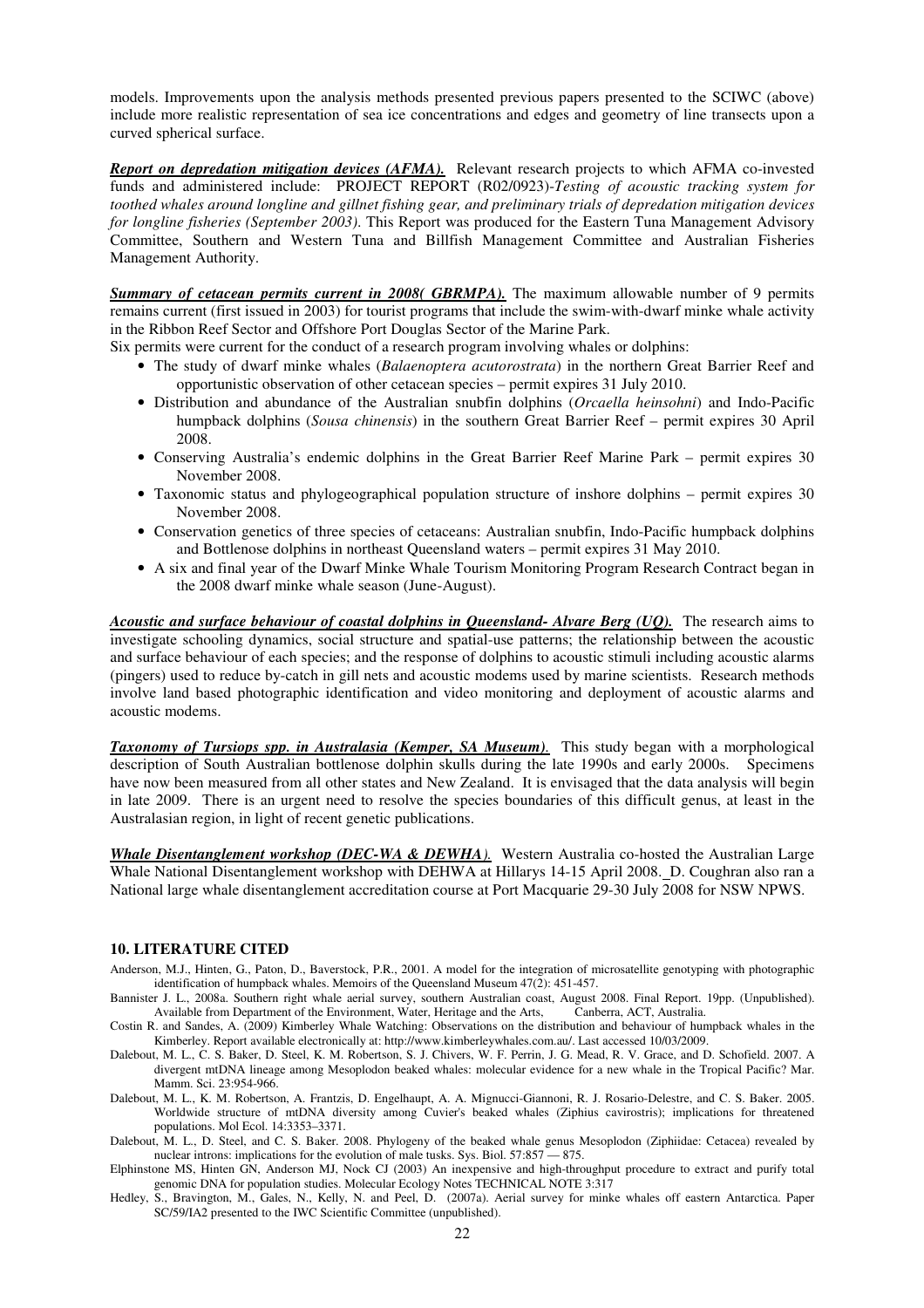models. Improvements upon the analysis methods presented previous papers presented to the SCIWC (above) include more realistic representation of sea ice concentrations and edges and geometry of line transects upon a curved spherical surface.

***Report on depredation mitigation devices (AFMA).*** Relevant research projects to which AFMA co-invested funds and administered include: PROJECT REPORT (R02/0923)-*Testing of acoustic tracking system for toothed whales around longline and gillnet fishing gear, and preliminary trials of depredation mitigation devices for longline fisheries (September 2003)*. This Report was produced for the Eastern Tuna Management Advisory Committee, Southern and Western Tuna and Billfish Management Committee and Australian Fisheries Management Authority.

***Summary of cetacean permits current in 2008( GBRMPA).*** The maximum allowable number of 9 permits remains current (first issued in 2003) for tourist programs that include the swim-with-dwarf minke whale activity in the Ribbon Reef Sector and Offshore Port Douglas Sector of the Marine Park.

Six permits were current for the conduct of a research program involving whales or dolphins:

- The study of dwarf minke whales (*Balaenoptera acutorostrata*) in the northern Great Barrier Reef and opportunistic observation of other cetacean species – permit expires 31 July 2010.
- Distribution and abundance of the Australian snubfin dolphins (*Orcaella heinsohni*) and Indo-Pacific humpback dolphins (*Sousa chinensis*) in the southern Great Barrier Reef – permit expires 30 April 2008.
- Conserving Australia's endemic dolphins in the Great Barrier Reef Marine Park – permit expires 30 November 2008.
- Taxonomic status and phylogeographical population structure of inshore dolphins – permit expires 30 November 2008.
- Conservation genetics of three species of cetaceans: Australian snubfin, Indo-Pacific humpback dolphins and Bottlenose dolphins in northeast Queensland waters – permit expires 31 May 2010.
- A six and final year of the Dwarf Minke Whale Tourism Monitoring Program Research Contract began in the 2008 dwarf minke whale season (June-August).

***Acoustic and surface behaviour of coastal dolphins in Queensland- Alvare Berg (UQ).*** The research aims to investigate schooling dynamics, social structure and spatial-use patterns; the relationship between the acoustic and surface behaviour of each species; and the response of dolphins to acoustic stimuli including acoustic alarms (pingers) used to reduce by-catch in gill nets and acoustic modems used by marine scientists. Research methods involve land based photographic identification and video monitoring and deployment of acoustic alarms and acoustic modems.

***Taxonomy of Tursiops spp. in Australasia (Kemper, SA Museum).*** This study began with a morphological description of South Australian bottlenose dolphin skulls during the late 1990s and early 2000s. Specimens have now been measured from all other states and New Zealand. It is envisaged that the data analysis will begin in late 2009. There is an urgent need to resolve the species boundaries of this difficult genus, at least in the Australasian region, in light of recent genetic publications.

***Whale Disentanglement workshop (DEC-WA & DEWHA).*** Western Australia co-hosted the Australian Large Whale National Disentanglement workshop with DEHWA at Hillarys 14-15 April 2008. D. Coughran also ran a National large whale disentanglement accreditation course at Port Macquarie 29-30 July 2008 for NSW NPWS.

## 10. LITERATURE CITED

Anderson, M.J., Hinten, G., Paton, D., Baverstock, P.R., 2001. A model for the integration of microsatellite genotyping with photographic identification of humpback whales. Memoirs of the Queensland Museum 47(2): 451-457.

Bannister J. L., 2008a. Southern right whale aerial survey, southern Australian coast, August 2008. Final Report. 19pp. (Unpublished). Available from Department of the Environment, Water, Heritage and the Arts, Canberra, ACT, Australia.

Costin R. and Sandes, A. (2009) Kimberley Whale Watching: Observations on the distribution and behaviour of humpback whales in the Kimberley. Report available electronically at: http://www.kimberleywhales.com.au/. Last accessed 10/03/2009.

Dalebout, M. L., C. S. Baker, D. Steel, K. M. Robertson, S. J. Chivers, W. F. Perrin, J. G. Mead, R. V. Grace, and D. Schofield. 2007. A divergent mtDNA lineage among Mesoplodon beaked whales: molecular evidence for a new whale in the Tropical Pacific? Mar. Mamm. Sci. 23:954-966.

Dalebout, M. L., K. M. Robertson, A. Frantzis, D. Engelhaupt, A. A. Mignucci-Giannoni, R. J. Rosario-Delestre, and C. S. Baker. 2005. Worldwide structure of mtDNA diversity among Cuvier's beaked whales (Ziphius cavirostris); implications for threatened populations. Mol Ecol. 14:3353–3371.

Dalebout, M. L., D. Steel, and C. S. Baker. 2008. Phylogeny of the beaked whale genus Mesoplodon (Ziphiidae: Cetacea) revealed by nuclear introns: implications for the evolution of male tusks. Sys. Biol. 57:857 — 875.

Elphinstone MS, Hinten GN, Anderson MJ, Nock CJ (2003) An inexpensive and high-throughput procedure to extract and purify total genomic DNA for population studies. Molecular Ecology Notes TECHNICAL NOTE 3:317

Hedley, S., Bravington, M., Gales, N., Kelly, N. and Peel, D. (2007a). Aerial survey for minke whales off eastern Antarctica. Paper SC/59/IA2 presented to the IWC Scientific Committee (unpublished).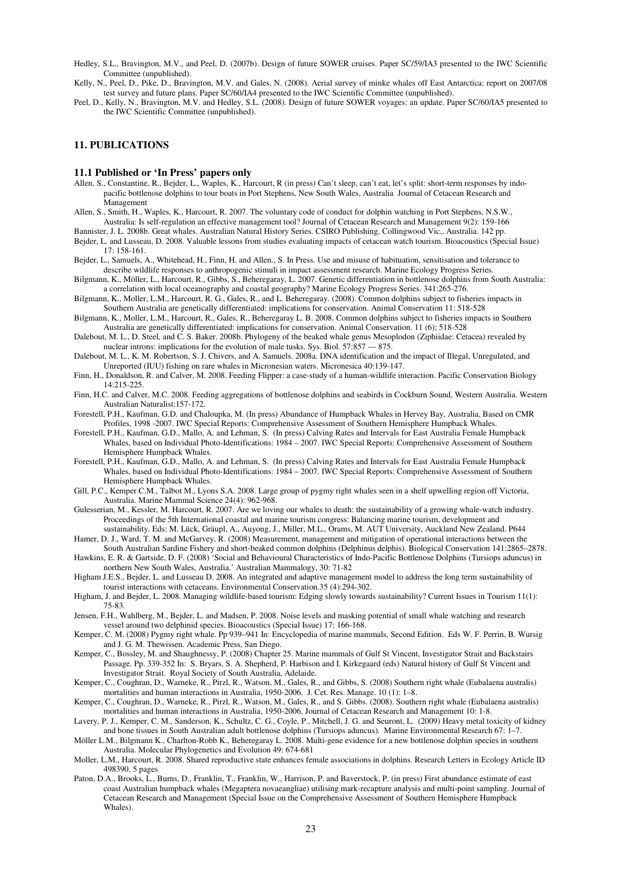Hedley, S.L., Bravington, M.V., and Peel, D. (2007b). Design of future SOWER cruises. Paper SC/59/IA3 presented to the IWC Scientific Committee (unpublished).

Kelly, N., Peel, D., Pike, D., Bravington, M.V. and Gales, N. (2008). Aerial survey of minke whales off East Antarctica: report on 2007/08 test survey and future plans. Paper SC/60/IA4 presented to the IWC Scientific Committee (unpublished).

Peel, D., Kelly, N., Bravington, M.V. and Hedley, S.L. (2008). Design of future SOWER voyages: an update. Paper SC/60/IA5 presented to the IWC Scientific Committee (unpublished).

## 11. PUBLICATIONS

### 11.1 Published or 'In Press' papers only

Allen, S., Constantine, R., Bejder, L., Waples, K., Harcourt, R (in press) Can't sleep, can't eat, let's split: short-term responses by indo-pacific bottlenose dolphins to tour boats in Port Stephens, New South Wales, Australia Journal of Cetacean Research and Management

Allen, S., Smith, H., Waples, K., Harcourt, R. 2007. The voluntary code of conduct for dolphin watching in Port Stephens, N.S.W., Australia: Is self-regulation an effective management tool? Journal of Cetacean Research and Management 9(2): 159-166

Bannister, J. L. 2008b. Great whales. Australian Natural History Series. CSIRO Publishing, Collingwood Vic., Australia. 142 pp.

Bejder, L. and Lusseau, D. 2008. Valuable lessons from studies evaluating impacts of cetacean watch tourism. Bioacoustics (Special Issue) 17: 158-161.

Bejder, L., Samuels, A., Whitehead, H., Finn, H. and Allen., S. In Press. Use and misuse of habituation, sensitisation and tolerance to describe wildlife responses to anthropogenic stimuli in impact assessment research. Marine Ecology Progress Series.

Bilgmann, K., Möller, L., Harcourt, R., Gibbs, S., Beheregaray, L. 2007. Genetic differentiation in bottlenose dolphins from South Australia: a correlation with local oceanography and coastal geography? Marine Ecology Progress Series. 341:265-276.

Bilgmann, K., Moller, L.M., Harcourt, R. G., Gales, R., and L. Beheregaray. (2008). Common dolphins subject to fisheries impacts in Southern Australia are genetically differentiated: implications for conservation. Animal Conservation 11: 518-528

Bilgmann, K., Moller, L.M., Harcourt, R., Gales, R., Beheregaray L. B. 2008. Common dolphins subject to fisheries impacts in Southern Australia are genetically differentiated: implications for conservation. Animal Conservation. 11 (6); 518-528

Dalebout, M. L., D. Steel, and C. S. Baker. 2008b. Phylogeny of the beaked whale genus Mesoplodon (Ziphiidae: Cetacea) revealed by nuclear introns: implications for the evolution of male tusks. Sys. Biol. 57:857 — 875.

Dalebout, M. L., K. M. Robertson, S. J. Chivers, and A. Samuels. 2008a. DNA identification and the impact of Illegal, Unregulated, and Unreported (IUU) fishing on rare whales in Micronesian waters. Micronesica 40:139-147.

Finn, H., Donaldson, R. and Calver, M. 2008. Feeding Flipper: a case-study of a human-wildlife interaction. Pacific Conservation Biology 14:215-225.

Finn, H.C. and Calver, M.C. 2008. Feeding aggregations of bottlenose dolphins and seabirds in Cockburn Sound, Western Australia. Western Australian Naturalist:157-172.

Forestell, P.H., Kaufman, G.D. and Chaloupka, M. (In press) Abundance of Humpback Whales in Hervey Bay, Australia, Based on CMR Profiles, 1998 -2007. IWC Special Reports: Comprehensive Assessment of Southern Hemisphere Humpback Whales.

Forestell, P.H., Kaufman, G.D., Mallo, A. and Lehman, S. (In press) Calving Rates and Intervals for East Australia Female Humpback Whales, based on Individual Photo-Identifications: 1984 – 2007. IWC Special Reports: Comprehensive Assessment of Southern Hemisphere Humpback Whales.

Forestell, P.H., Kaufman, G.D., Mallo, A. and Lehman, S. (In press) Calving Rates and Intervals for East Australia Female Humpback Whales, based on Individual Photo-Identifications: 1984 – 2007. IWC Special Reports: Comprehensive Assessment of Southern Hemisphere Humpback Whales.

Gill, P.C., Kemper C.M., Talbot M., Lyons S.A. 2008. Large group of pygmy right whales seen in a shelf upwelling region off Victoria, Australia. Marine Mammal Science 24(4): 962-968.

Gulesserian, M., Kessler, M. Harcourt, R. 2007. Are we loving our whales to death: the sustainability of a growing whale-watch industry. Proceedings of the 5th International coastal and marine tourism congress: Balancing marine tourism, development and sustainability. Eds: M. Lück, Gräupl, A., Auyong, J., Miller, M.L., Orams, M. AUT University, Auckland New Zealand. P644

Hamer, D. J., Ward, T. M. and McGarvey, R. (2008) Measurement, management and mitigation of operational interactions between the South Australian Sardine Fishery and short-beaked common dolphins (Delphinus delphis). Biological Conservation 141:2865–2878.

Hawkins, E. R. & Gartside, D. F. (2008) 'Social and Behavioural Characteristics of Indo-Pacific Bottlenose Dolphins (Tursiops aduncus) in northern New South Wales, Australia.' Australian Mammalogy, 30: 71-82

Higham J.E.S., Bejder, L. and Lusseau D. 2008. An integrated and adaptive management model to address the long term sustainability of tourist interactions with cetaceans. Environmental Conservation.35 (4):294-302.

Higham, J. and Bejder, L. 2008. Managing wildlife-based tourism: Edging slowly towards sustainability? Current Issues in Tourism 11(1): 75-83.

Jensen, F.H., Wahlberg, M., Bejder, L. and Madsen, P. 2008. Noise levels and masking potential of small whale watching and research vessel around two delphinid species. Bioacoustics (Special Issue) 17: 166-168.

Kemper, C. M. (2008) Pygmy right whale. Pp 939–941 In: Encyclopedia of marine mammals, Second Edition. Eds W. F. Perrin, B. Wursig and J. G. M. Thewissen. Academic Press, San Diego.

Kemper, C., Bossley, M. and Shaughnessy, P. (2008) Chapter 25. Marine mammals of Gulf St Vincent, Investigator Strait and Backstairs Passage. Pp. 339-352 In: S. Bryars, S. A. Shepherd, P. Harbison and I. Kirkegaard (eds) Natural history of Gulf St Vincent and Investigator Strait. Royal Society of South Australia, Adelaide.

Kemper, C., Coughran, D., Warneke, R., Pirzl, R., Watson, M., Gales, R., and Gibbs, S. (2008) Southern right whale (Eubalaena australis) mortalities and human interactions in Australia, 1950-2006. J. Cet. Res. Manage. 10 (1): 1–8.

Kemper, C., Coughran, D., Warneke, R., Pirzl, R., Watson, M., Gales, R., and S. Gibbs. (2008). Southern right whale (Eubalaena australis) mortalities and human interactions in Australia, 1950-2006. Journal of Cetacean Research and Management 10: 1-8.

Lavery, P. J., Kemper, C. M., Sanderson, K., Schultz, C. G., Coyle, P., Mitchell, J. G. and Seuront, L. (2009) Heavy metal toxicity of kidney and bone tissues in South Australian adult bottlenose dolphins (Tursiops aduncus). Marine Environmental Research 67: 1–7.

Möller L.M., Bilgmann K., Charlton-Robb K., Beheregaray L. 2008. Multi-gene evidence for a new bottlenose dolphin species in southern Australia. Molecular Phylogenetics and Evolution 49: 674-681

Moller, L.M., Harcourt, R. 2008. Shared reproductive state enhances female associations in dolphins. Research Letters in Ecology Article ID 498390, 5 pages

Paton, D.A., Brooks, L., Burns, D., Franklin, T., Franklin, W., Harrison, P. and Baverstock, P. (in press) First abundance estimate of east coast Australian humpback whales (Megaptera novaeangliae) utilising mark-recapture analysis and multi-point sampling. Journal of Cetacean Research and Management (Special Issue on the Comprehensive Assessment of Southern Hemisphere Humpback Whales).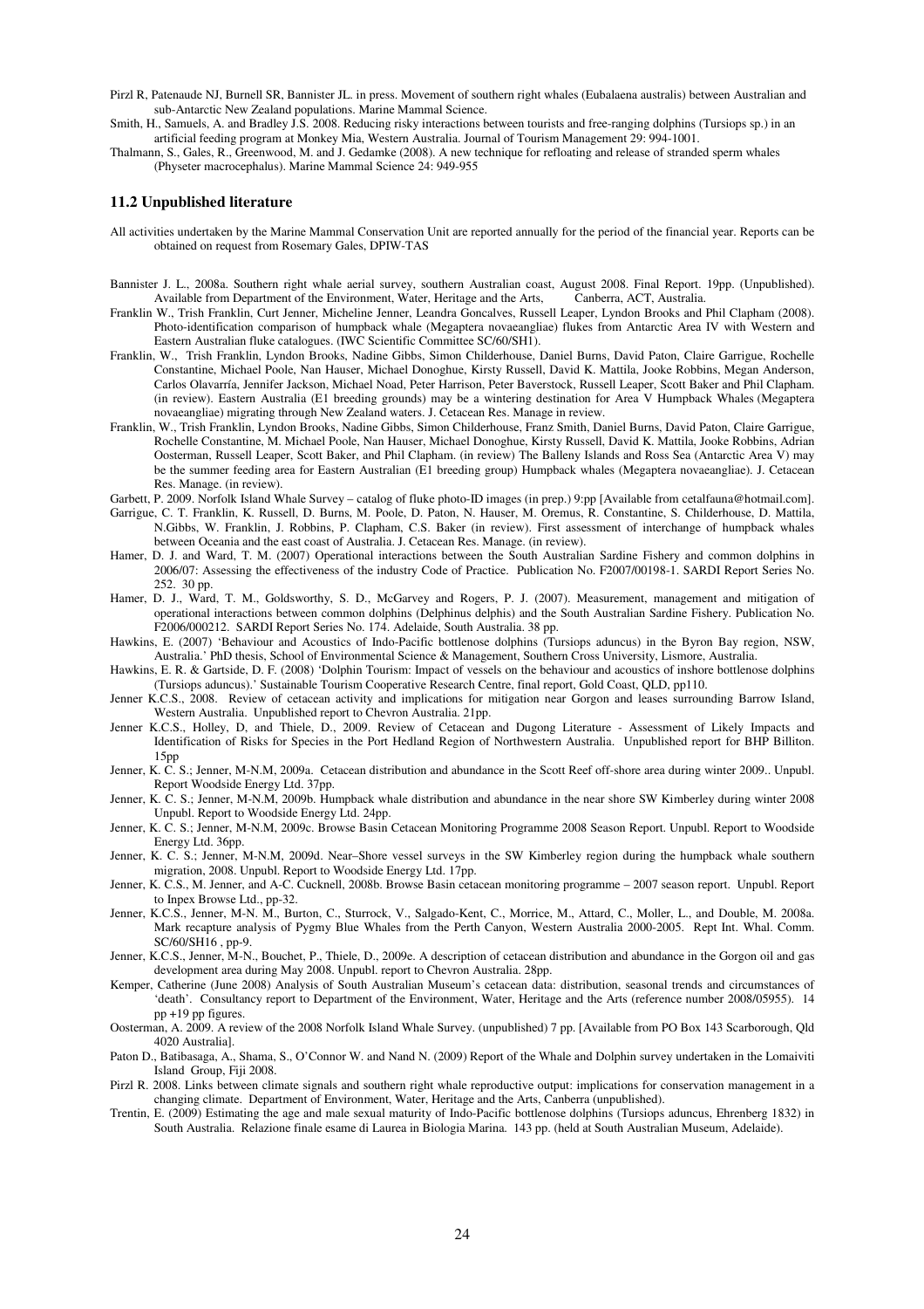Pirzl R, Patenaude NJ, Burnell SR, Bannister JL. in press. Movement of southern right whales (Eubalaena australis) between Australian and sub-Antarctic New Zealand populations. Marine Mammal Science.

Smith, H., Samuels, A. and Bradley J.S. 2008. Reducing risky interactions between tourists and free-ranging dolphins (Tursiops sp.) in an artificial feeding program at Monkey Mia, Western Australia. Journal of Tourism Management 29: 994-1001.

Thalmann, S., Gales, R., Greenwood, M. and J. Gedamke (2008). A new technique for refloating and release of stranded sperm whales (Physeter macrocephalus). Marine Mammal Science 24: 949-955

### 11.2 Unpublished literature

All activities undertaken by the Marine Mammal Conservation Unit are reported annually for the period of the financial year. Reports can be obtained on request from Rosemary Gales, DPIW-TAS

Bannister J. L., 2008a. Southern right whale aerial survey, southern Australian coast, August 2008. Final Report. 19pp. (Unpublished). Available from Department of the Environment, Water, Heritage and the Arts, Canberra, ACT, Australia.

Franklin W., Trish Franklin, Curt Jenner, Micheline Jenner, Leandra Goncalves, Russell Leaper, Lyndon Brooks and Phil Clapham (2008). Photo-identification comparison of humpback whale (Megaptera novaeangliae) flukes from Antarctic Area IV with Western and Eastern Australian fluke catalogues. (IWC Scientific Committee SC/60/SH1).

Franklin, W., Trish Franklin, Lyndon Brooks, Nadine Gibbs, Simon Childerhouse, Daniel Burns, David Paton, Claire Garrigue, Rochelle Constantine, Michael Poole, Nan Hauser, Michael Donoghue, Kirsty Russell, David K. Mattila, Jooke Robbins, Megan Anderson, Carlos Olavarría, Jennifer Jackson, Michael Noad, Peter Harrison, Peter Baverstock, Russell Leaper, Scott Baker and Phil Clapham. (in review). Eastern Australia (E1 breeding grounds) may be a wintering destination for Area V Humpback Whales (Megaptera novaeangliae) migrating through New Zealand waters. J. Cetacean Res. Manage in review.

Franklin, W., Trish Franklin, Lyndon Brooks, Nadine Gibbs, Simon Childerhouse, Franz Smith, Daniel Burns, David Paton, Claire Garrigue, Rochelle Constantine, M. Michael Poole, Nan Hauser, Michael Donoghue, Kirsty Russell, David K. Mattila, Jooke Robbins, Adrian Oosterman, Russell Leaper, Scott Baker, and Phil Clapham. (in review) The Balleny Islands and Ross Sea (Antarctic Area V) may be the summer feeding area for Eastern Australian (E1 breeding group) Humpback whales (Megaptera novaeangliae). J. Cetacean Res. Manage. (in review).

Garbett, P. 2009. Norfolk Island Whale Survey – catalog of fluke photo-ID images (in prep.) 9:pp [Available from cetalfauna@hotmail.com].

Garrigue, C. T. Franklin, K. Russell, D. Burns, M. Poole, D. Paton, N. Hauser, M. Oremus, R. Constantine, S. Childerhouse, D. Mattila, N.Gibbs, W. Franklin, J. Robbins, P. Clapham, C.S. Baker (in review). First assessment of interchange of humpback whales between Oceania and the east coast of Australia. J. Cetacean Res. Manage. (in review).

Hamer, D. J. and Ward, T. M. (2007) Operational interactions between the South Australian Sardine Fishery and common dolphins in 2006/07: Assessing the effectiveness of the industry Code of Practice. Publication No. F2007/00198-1. SARDI Report Series No. 252. 30 pp.

Hamer, D. J., Ward, T. M., Goldsworthy, S. D., McGarvey and Rogers, P. J. (2007). Measurement, management and mitigation of operational interactions between common dolphins (Delphinus delphis) and the South Australian Sardine Fishery. Publication No. F2006/000212. SARDI Report Series No. 174. Adelaide, South Australia. 38 pp.

Hawkins, E. (2007) 'Behaviour and Acoustics of Indo-Pacific bottlenose dolphins (Tursiops aduncus) in the Byron Bay region, NSW, Australia.' PhD thesis, School of Environmental Science & Management, Southern Cross University, Lismore, Australia.

Hawkins, E. R. & Gartside, D. F. (2008) 'Dolphin Tourism: Impact of vessels on the behaviour and acoustics of inshore bottlenose dolphins (Tursiops aduncus).' Sustainable Tourism Cooperative Research Centre, final report, Gold Coast, QLD, pp110.

Jenner K.C.S., 2008. Review of cetacean activity and implications for mitigation near Gorgon and leases surrounding Barrow Island, Western Australia. Unpublished report to Chevron Australia. 21pp.

Jenner K.C.S., Holley, D, and Thiele, D., 2009. Review of Cetacean and Dugong Literature - Assessment of Likely Impacts and Identification of Risks for Species in the Port Hedland Region of Northwestern Australia. Unpublished report for BHP Billiton. 15pp

Jenner, K. C. S.; Jenner, M-N.M, 2009a. Cetacean distribution and abundance in the Scott Reef off-shore area during winter 2009.. Unpubl. Report Woodside Energy Ltd. 37pp.

Jenner, K. C. S.; Jenner, M-N.M, 2009b. Humpback whale distribution and abundance in the near shore SW Kimberley during winter 2008 Unpubl. Report to Woodside Energy Ltd. 24pp.

Jenner, K. C. S.; Jenner, M-N.M, 2009c. Browse Basin Cetacean Monitoring Programme 2008 Season Report. Unpubl. Report to Woodside Energy Ltd. 36pp.

Jenner, K. C. S.; Jenner, M-N.M, 2009d. Near–Shore vessel surveys in the SW Kimberley region during the humpback whale southern migration, 2008. Unpubl. Report to Woodside Energy Ltd. 17pp.

Jenner, K. C.S., M. Jenner, and A-C. Cucknell, 2008b. Browse Basin cetacean monitoring programme – 2007 season report. Unpubl. Report to Inpex Browse Ltd., pp-32.

Jenner, K.C.S., Jenner, M-N. M., Burton, C., Sturrock, V., Salgado-Kent, C., Morrice, M., Attard, C., Moller, L., and Double, M. 2008a. Mark recapture analysis of Pygmy Blue Whales from the Perth Canyon, Western Australia 2000-2005. Rept Int. Whal. Comm. SC/60/SH16 , pp-9.

Jenner, K.C.S., Jenner, M-N., Bouchet, P., Thiele, D., 2009e. A description of cetacean distribution and abundance in the Gorgon oil and gas development area during May 2008. Unpubl. report to Chevron Australia. 28pp.

Kemper, Catherine (June 2008) Analysis of South Australian Museum's cetacean data: distribution, seasonal trends and circumstances of 'death'. Consultancy report to Department of the Environment, Water, Heritage and the Arts (reference number 2008/05955). 14 pp +19 pp figures.

Oosterman, A. 2009. A review of the 2008 Norfolk Island Whale Survey. (unpublished) 7 pp. [Available from PO Box 143 Scarborough, Qld 4020 Australia].

Paton D., Batibasaga, A., Shama, S., O'Connor W. and Nand N. (2009) Report of the Whale and Dolphin survey undertaken in the Lomaiviti Island Group, Fiji 2008.

Pirzl R. 2008. Links between climate signals and southern right whale reproductive output: implications for conservation management in a changing climate. Department of Environment, Water, Heritage and the Arts, Canberra (unpublished).

Trentin, E. (2009) Estimating the age and male sexual maturity of Indo-Pacific bottlenose dolphins (Tursiops aduncus, Ehrenberg 1832) in South Australia. Relazione finale esame di Laurea in Biologia Marina. 143 pp. (held at South Australian Museum, Adelaide).